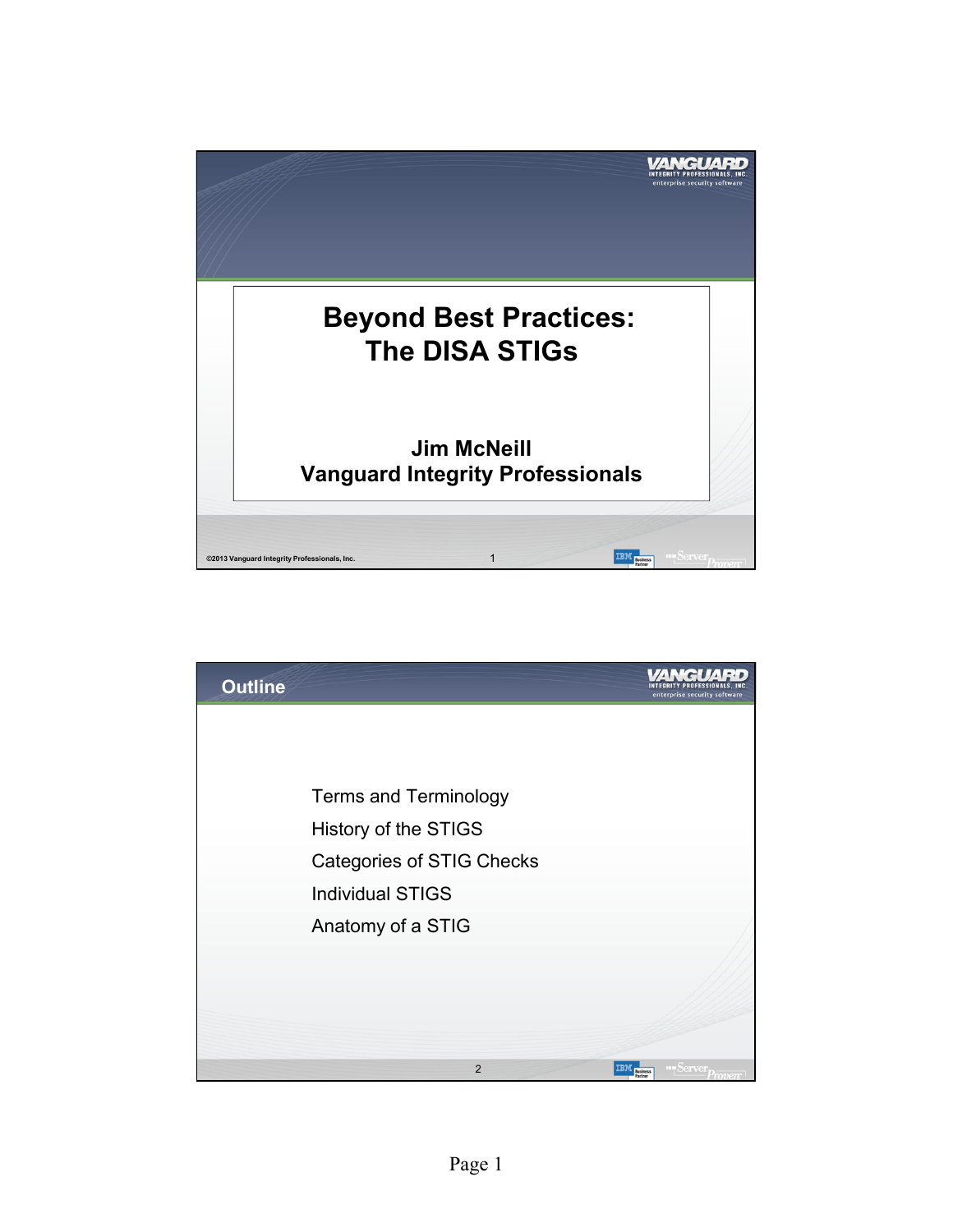# Beyond Best Practices: The DISA STIGs

**Jim McNeill**
**Vanguard Integrity Professionals**

©2013 Vanguard Integrity Professionals, Inc.

## Outline

Terms and Terminology

History of the STIGS

Categories of STIG Checks

Individual STIGS

Anatomy of a STIG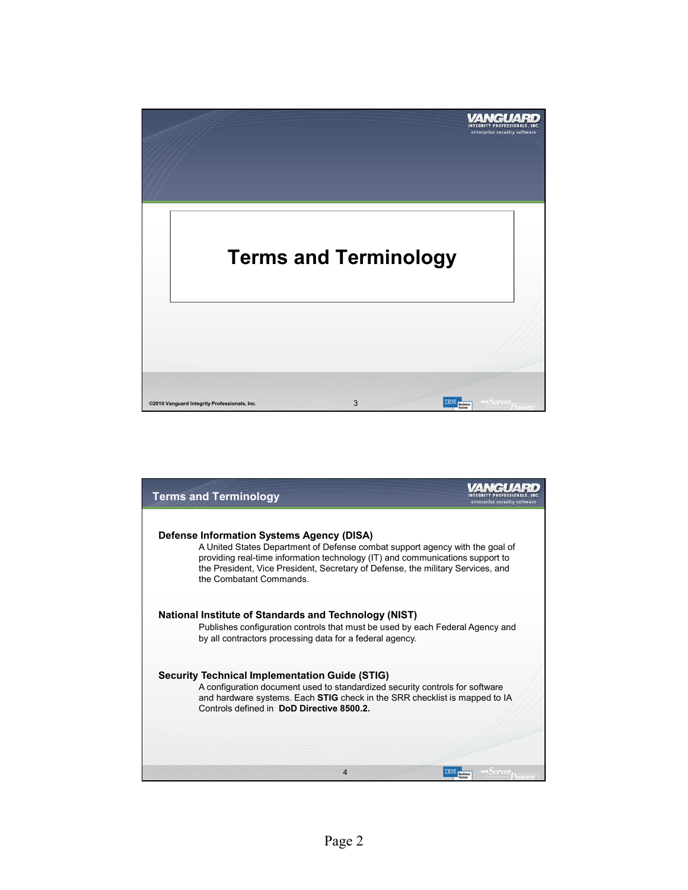# Terms and Terminology

## Terms and Terminology

**Defense Information Systems Agency (DISA)**

A United States Department of Defense combat support agency with the goal of providing real-time information technology (IT) and communications support to the President, Vice President, Secretary of Defense, the military Services, and the Combatant Commands.

**National Institute of Standards and Technology (NIST)**

Publishes configuration controls that must be used by each Federal Agency and by all contractors processing data for a federal agency.

**Security Technical Implementation Guide (STIG)**

A configuration document used to standardized security controls for software and hardware systems. Each **STIG** check in the SRR checklist is mapped to IA Controls defined in **DoD Directive 8500.2.**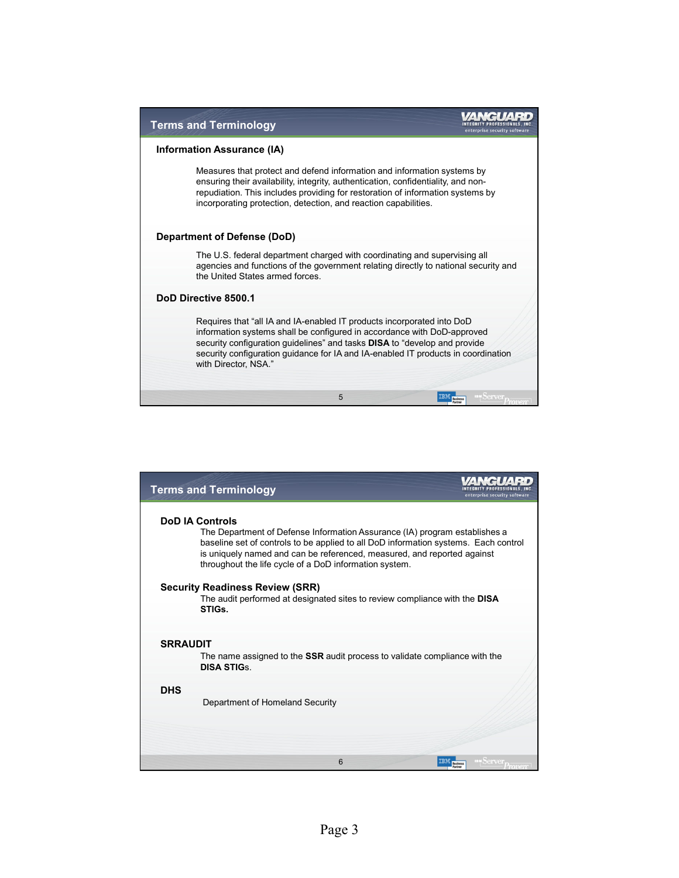## Terms and Terminology

### Information Assurance (IA)

Measures that protect and defend information and information systems by ensuring their availability, integrity, authentication, confidentiality, and non-repudiation. This includes providing for restoration of information systems by incorporating protection, detection, and reaction capabilities.

### Department of Defense (DoD)

The U.S. federal department charged with coordinating and supervising all agencies and functions of the government relating directly to national security and the United States armed forces.

### DoD Directive 8500.1

Requires that "all IA and IA-enabled IT products incorporated into DoD information systems shall be configured in accordance with DoD-approved security configuration guidelines" and tasks **DISA** to "develop and provide security configuration guidance for IA and IA-enabled IT products in coordination with Director, NSA."

## Terms and Terminology

### DoD IA Controls

The Department of Defense Information Assurance (IA) program establishes a baseline set of controls to be applied to all DoD information systems. Each control is uniquely named and can be referenced, measured, and reported against throughout the life cycle of a DoD information system.

### Security Readiness Review (SRR)

The audit performed at designated sites to review compliance with the **DISA STIGs.**

### SRRAUDIT

The name assigned to the **SSR** audit process to validate compliance with the **DISA STIG**s.

### DHS

Department of Homeland Security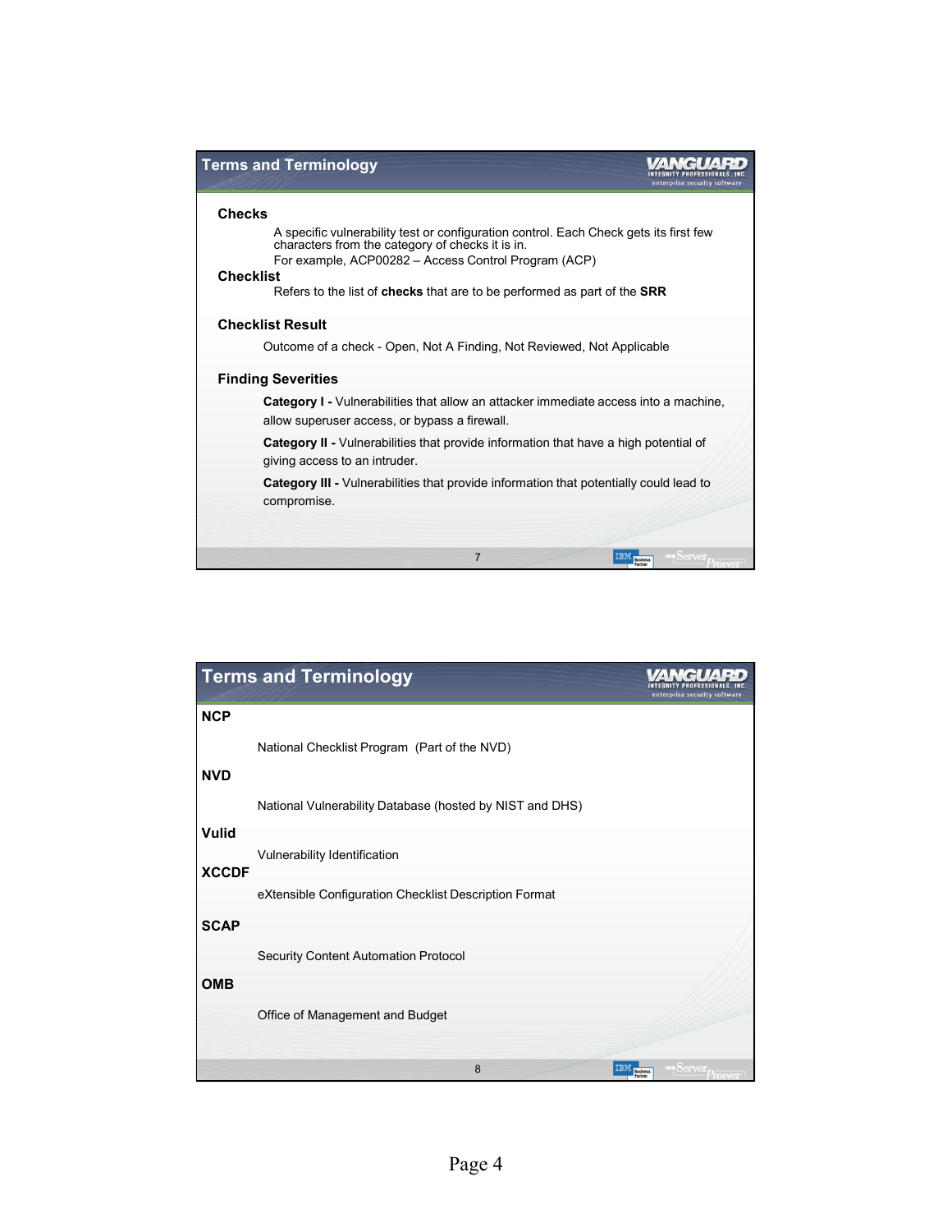## Terms and Terminology

**Checks**

A specific vulnerability test or configuration control. Each Check gets its first few characters from the category of checks it is in.
For example, ACP00282 – Access Control Program (ACP)

**Checklist**

Refers to the list of **checks** that are to be performed as part of the **SRR**

**Checklist Result**

Outcome of a check - Open, Not A Finding, Not Reviewed, Not Applicable

**Finding Severities**

**Category I -** Vulnerabilities that allow an attacker immediate access into a machine, allow superuser access, or bypass a firewall.

**Category II -** Vulnerabilities that provide information that have a high potential of giving access to an intruder.

**Category III -** Vulnerabilities that provide information that potentially could lead to compromise.

## Terms and Terminology

**NCP**

National Checklist Program (Part of the NVD)

**NVD**

National Vulnerability Database (hosted by NIST and DHS)

**Vulid**

Vulnerability Identification

**XCCDF**

eXtensible Configuration Checklist Description Format

**SCAP**

Security Content Automation Protocol

**OMB**

Office of Management and Budget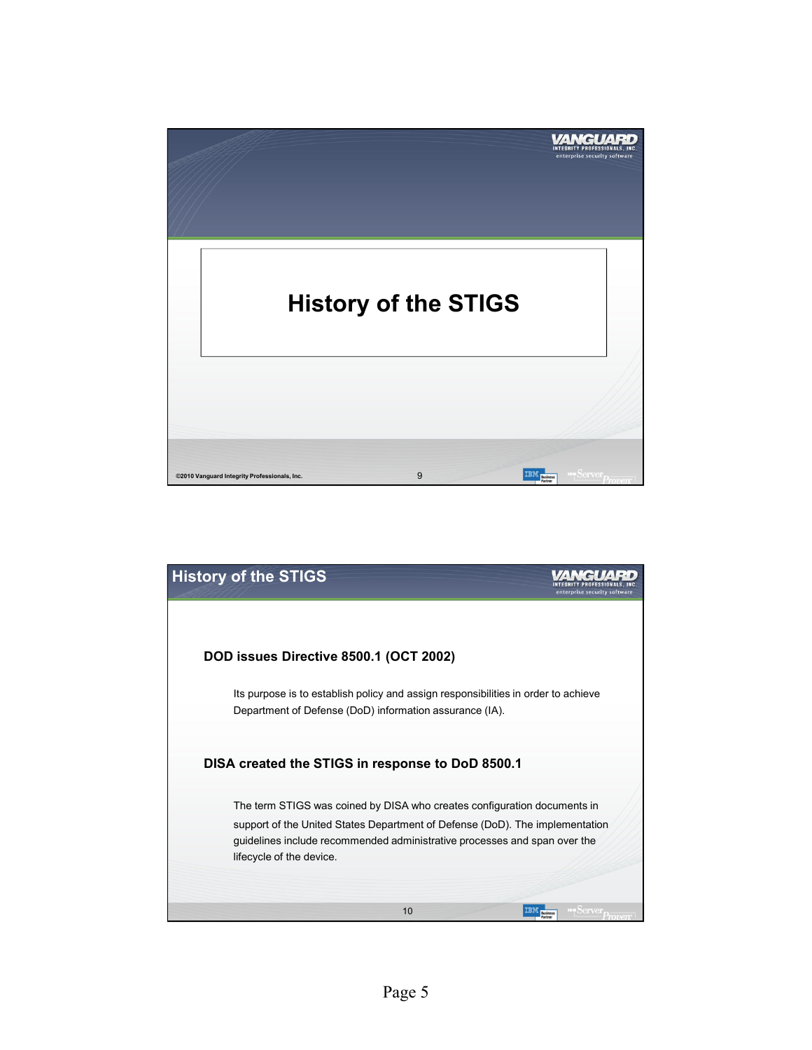# History of the STIGS

## History of the STIGS

**DOD issues Directive 8500.1 (OCT 2002)**

Its purpose is to establish policy and assign responsibilities in order to achieve Department of Defense (DoD) information assurance (IA).

**DISA created the STIGS in response to DoD 8500.1**

The term STIGS was coined by DISA who creates configuration documents in support of the United States Department of Defense (DoD). The implementation guidelines include recommended administrative processes and span over the lifecycle of the device.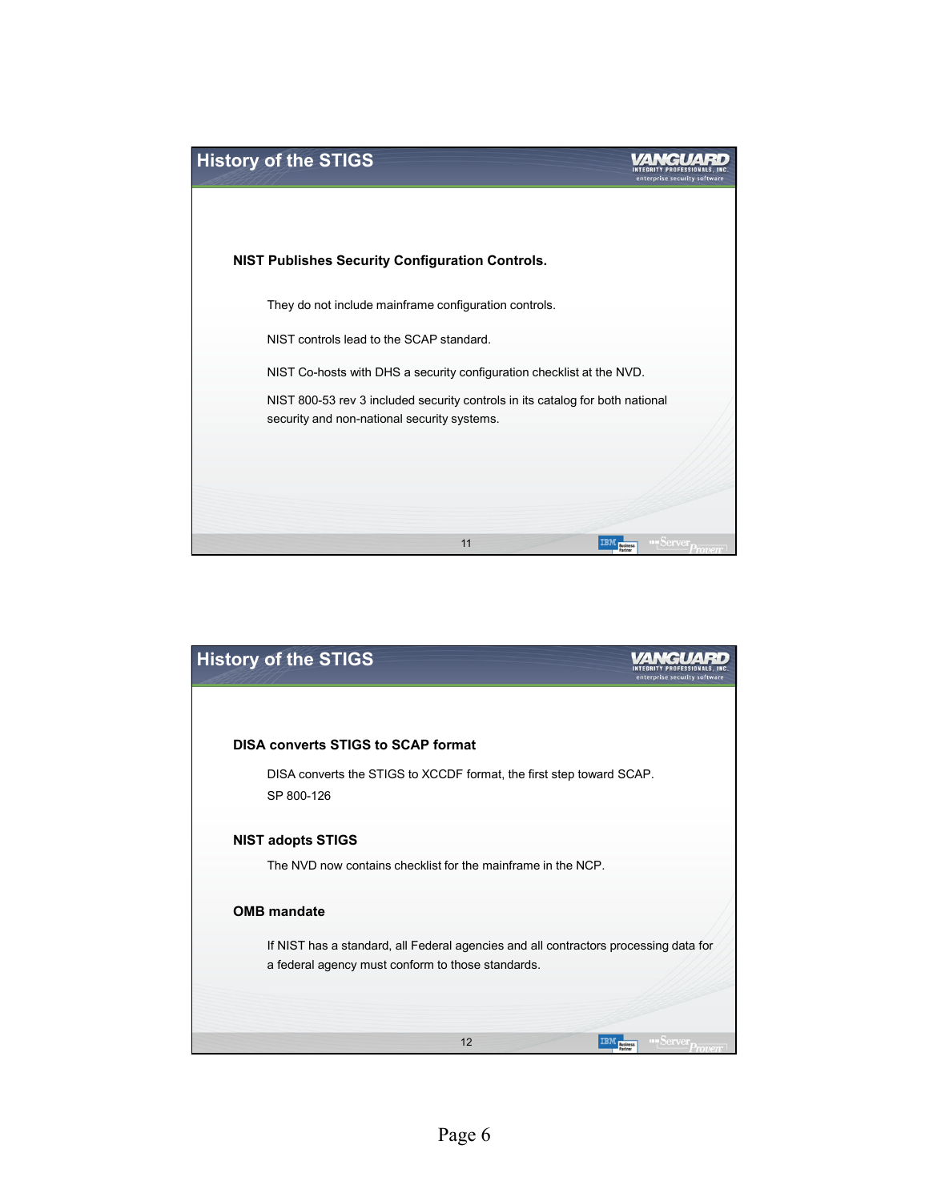## History of the STIGS

**NIST Publishes Security Configuration Controls.**

They do not include mainframe configuration controls.

NIST controls lead to the SCAP standard.

NIST Co-hosts with DHS a security configuration checklist at the NVD.

NIST 800-53 rev 3 included security controls in its catalog for both national security and non-national security systems.

## History of the STIGS

**DISA converts STIGS to SCAP format**

DISA converts the STIGS to XCCDF format, the first step toward SCAP.
SP 800-126

**NIST adopts STIGS**

The NVD now contains checklist for the mainframe in the NCP.

**OMB mandate**

If NIST has a standard, all Federal agencies and all contractors processing data for a federal agency must conform to those standards.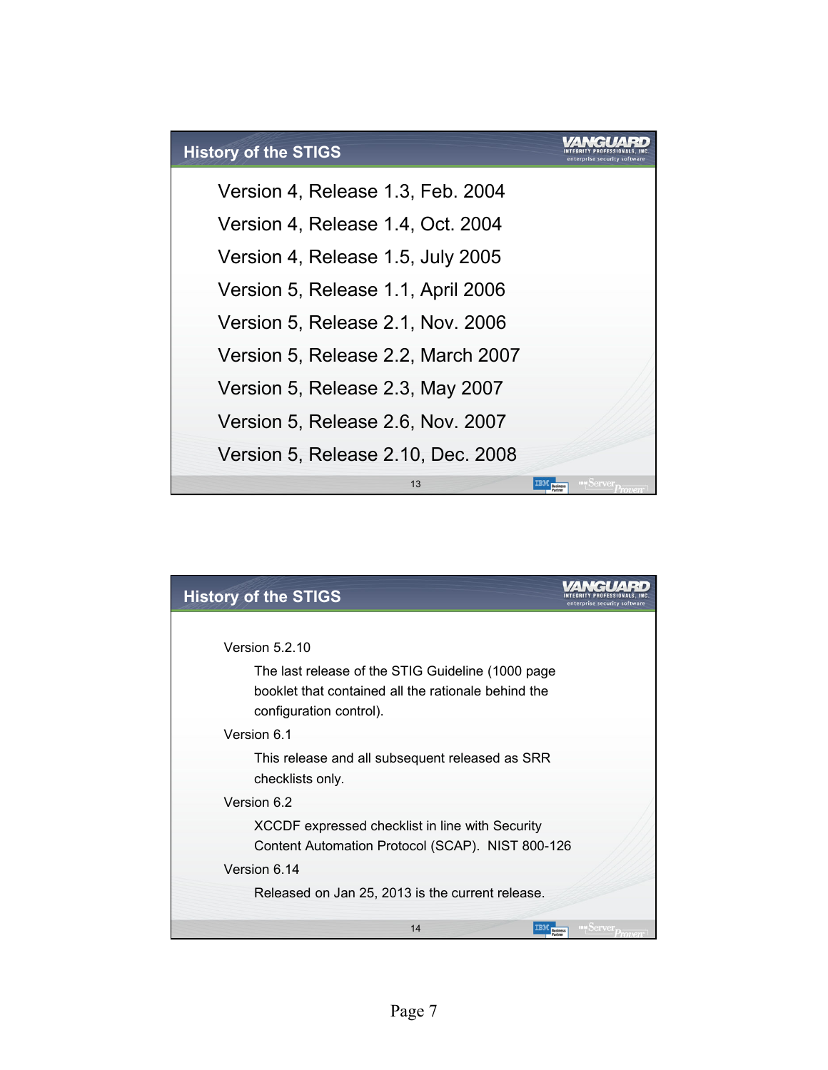## History of the STIGS

Version 4, Release 1.3, Feb. 2004

Version 4, Release 1.4, Oct. 2004

Version 4, Release 1.5, July 2005

Version 5, Release 1.1, April 2006

Version 5, Release 2.1, Nov. 2006

Version 5, Release 2.2, March 2007

Version 5, Release 2.3, May 2007

Version 5, Release 2.6, Nov. 2007

Version 5, Release 2.10, Dec. 2008

## History of the STIGS

Version 5.2.10

> The last release of the STIG Guideline (1000 page booklet that contained all the rationale behind the configuration control).

Version 6.1

> This release and all subsequent released as SRR checklists only.

Version 6.2

> XCCDF expressed checklist in line with Security Content Automation Protocol (SCAP). NIST 800-126

Version 6.14

> Released on Jan 25, 2013 is the current release.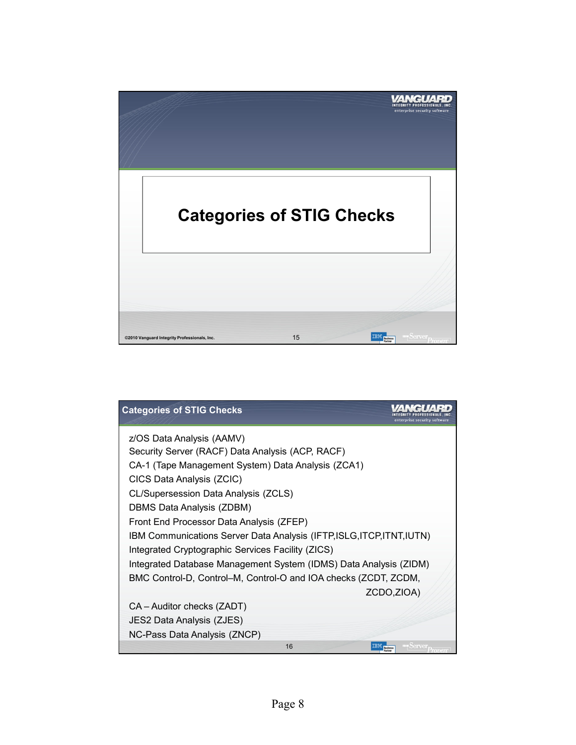# Categories of STIG Checks

## Categories of STIG Checks

- z/OS Data Analysis (AAMV)
- Security Server (RACF) Data Analysis (ACP, RACF)
- CA-1 (Tape Management System) Data Analysis (ZCA1)
- CICS Data Analysis (ZCIC)
- CL/Supersession Data Analysis (ZCLS)
- DBMS Data Analysis (ZDBM)
- Front End Processor Data Analysis (ZFEP)
- IBM Communications Server Data Analysis (IFTP,ISLG,ITCP,ITNT,IUTN)
- Integrated Cryptographic Services Facility (ZICS)
- Integrated Database Management System (IDMS) Data Analysis (ZIDM)
- BMC Control-D, Control–M, Control-O and IOA checks (ZCDT, ZCDM, ZCDO,ZIOA)
- CA – Auditor checks (ZADT)
- JES2 Data Analysis (ZJES)
- NC-Pass Data Analysis (ZNCP)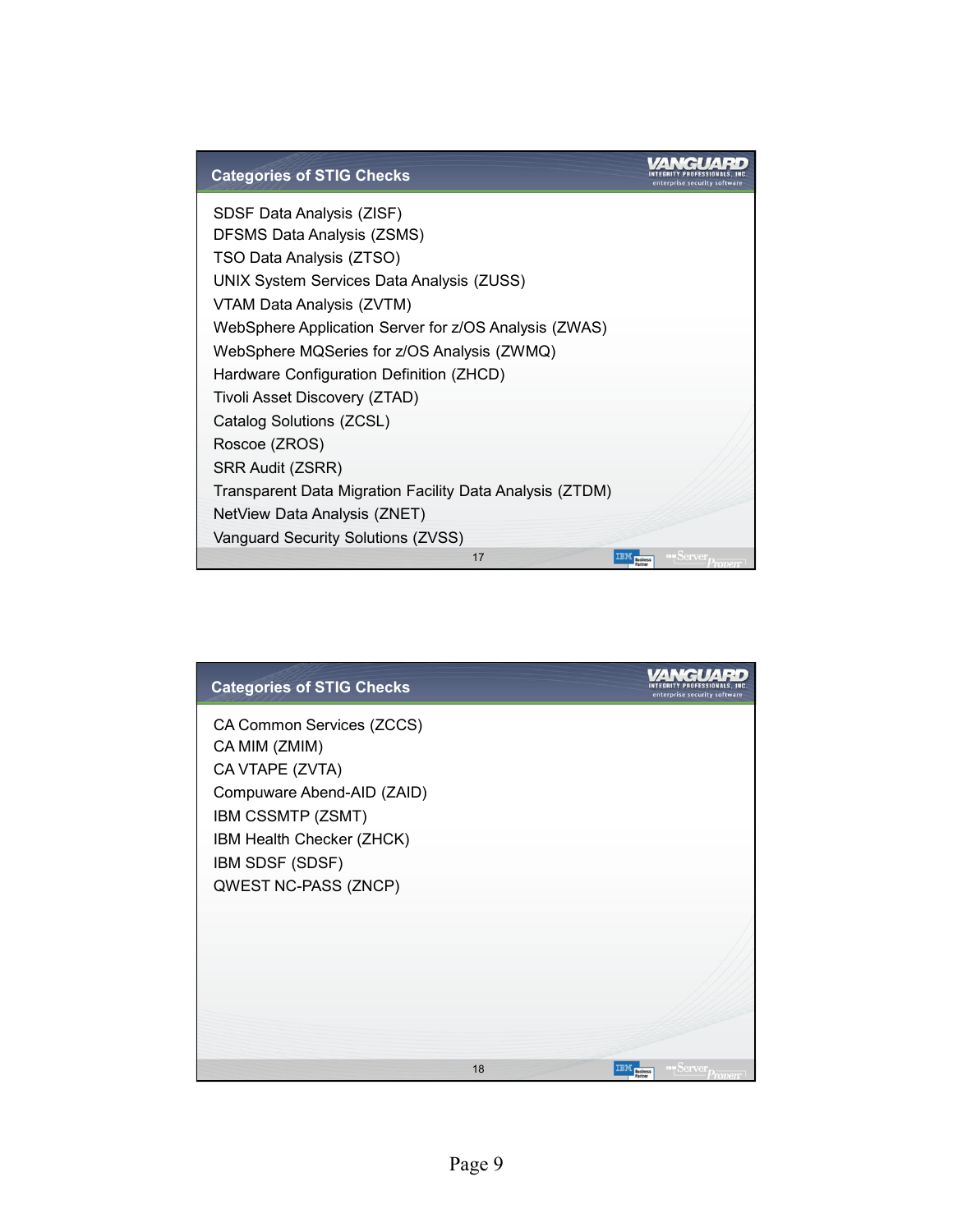## Categories of STIG Checks

SDSF Data Analysis (ZISF)
DFSMS Data Analysis (ZSMS)
TSO Data Analysis (ZTSO)
UNIX System Services Data Analysis (ZUSS)
VTAM Data Analysis (ZVTM)
WebSphere Application Server for z/OS Analysis (ZWAS)
WebSphere MQSeries for z/OS Analysis (ZWMQ)
Hardware Configuration Definition (ZHCD)
Tivoli Asset Discovery (ZTAD)
Catalog Solutions (ZCSL)
Roscoe (ZROS)
SRR Audit (ZSRR)
Transparent Data Migration Facility Data Analysis (ZTDM)
NetView Data Analysis (ZNET)
Vanguard Security Solutions (ZVSS)

## Categories of STIG Checks

CA Common Services (ZCCS)
CA MIM (ZMIM)
CA VTAPE (ZVTA)
Compuware Abend-AID (ZAID)
IBM CSSMTP (ZSMT)
IBM Health Checker (ZHCK)
IBM SDSF (SDSF)
QWEST NC-PASS (ZNCP)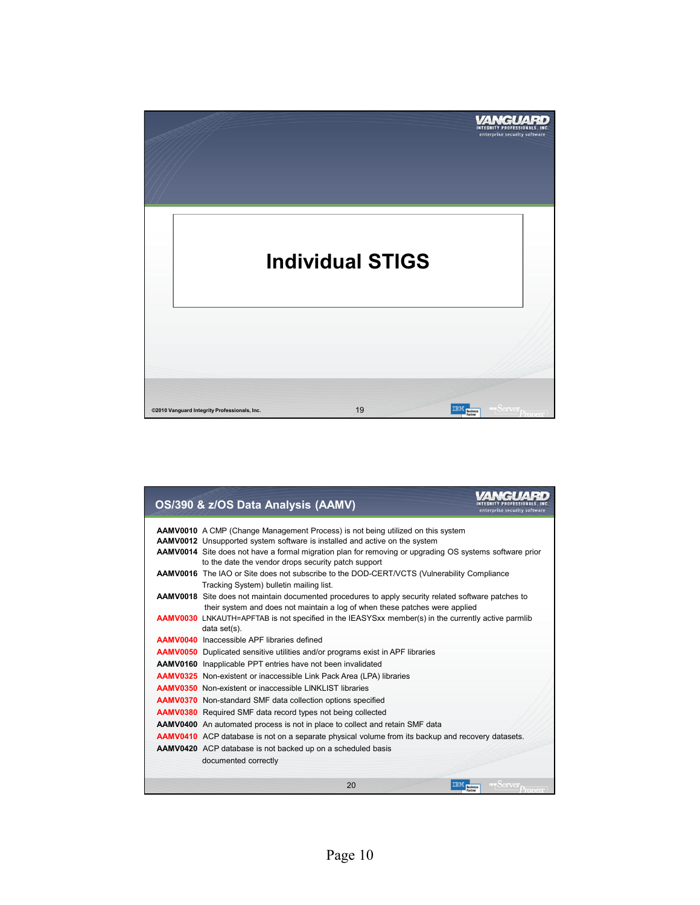# Individual STIGS

## OS/390 & z/OS Data Analysis (AAMV)

**AAMV0010** A CMP (Change Management Process) is not being utilized on this system

**AAMV0012** Unsupported system software is installed and active on the system

**AAMV0014** Site does not have a formal migration plan for removing or upgrading OS systems software prior to the date the vendor drops security patch support

**AAMV0016** The IAO or Site does not subscribe to the DOD-CERT/VCTS (Vulnerability Compliance Tracking System) bulletin mailing list.

**AAMV0018** Site does not maintain documented procedures to apply security related software patches to their system and does not maintain a log of when these patches were applied

**AAMV0030** LNKAUTH=APFTAB is not specified in the IEASYSxx member(s) in the currently active parmlib data set(s).

**AAMV0040** Inaccessible APF libraries defined

**AAMV0050** Duplicated sensitive utilities and/or programs exist in APF libraries

**AAMV0160** Inapplicable PPT entries have not been invalidated

**AAMV0325** Non-existent or inaccessible Link Pack Area (LPA) libraries

**AAMV0350** Non-existent or inaccessible LINKLIST libraries

**AAMV0370** Non-standard SMF data collection options specified

**AAMV0380** Required SMF data record types not being collected

**AAMV0400** An automated process is not in place to collect and retain SMF data

**AAMV0410** ACP database is not on a separate physical volume from its backup and recovery datasets.

**AAMV0420** ACP database is not backed up on a scheduled basis documented correctly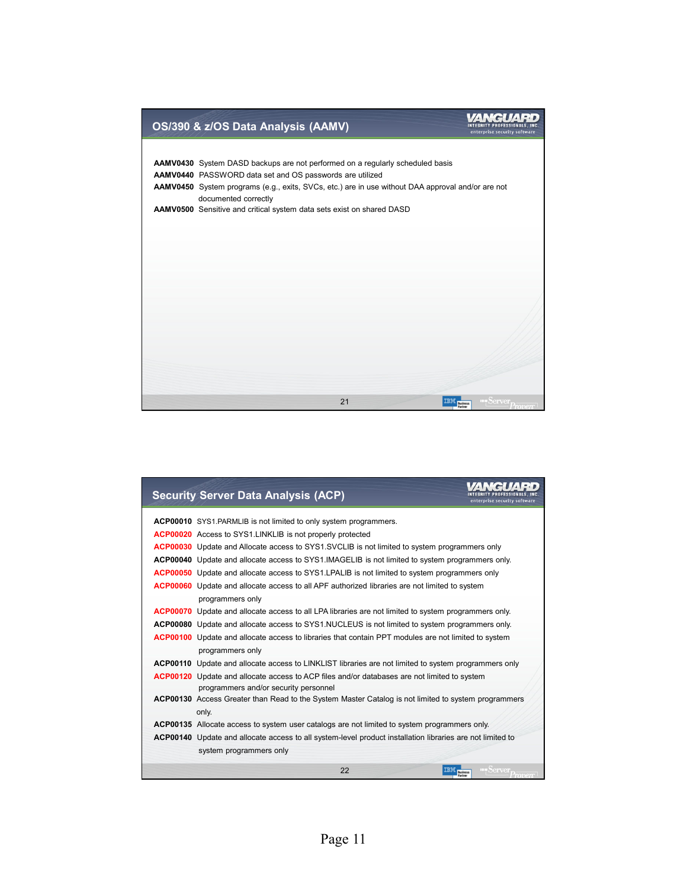## OS/390 & z/OS Data Analysis (AAMV)

**AAMV0430** System DASD backups are not performed on a regularly scheduled basis
**AAMV0440** PASSWORD data set and OS passwords are utilized
**AAMV0450** System programs (e.g., exits, SVCs, etc.) are in use without DAA approval and/or are not documented correctly
**AAMV0500** Sensitive and critical system data sets exist on shared DASD

## Security Server Data Analysis (ACP)

**ACP00010** SYS1.PARMLIB is not limited to only system programmers.
**ACP00020** Access to SYS1.LINKLIB is not properly protected
**ACP00030** Update and Allocate access to SYS1.SVCLIB is not limited to system programmers only
**ACP00040** Update and allocate access to SYS1.IMAGELIB is not limited to system programmers only.
**ACP00050** Update and allocate access to SYS1.LPALIB is not limited to system programmers only
**ACP00060** Update and allocate access to all APF authorized libraries are not limited to system programmers only
**ACP00070** Update and allocate access to all LPA libraries are not limited to system programmers only.
**ACP00080** Update and allocate access to SYS1.NUCLEUS is not limited to system programmers only.
**ACP00100** Update and allocate access to libraries that contain PPT modules are not limited to system programmers only
**ACP00110** Update and allocate access to LINKLIST libraries are not limited to system programmers only
**ACP00120** Update and allocate access to ACP files and/or databases are not limited to system programmers and/or security personnel
**ACP00130** Access Greater than Read to the System Master Catalog is not limited to system programmers only.
**ACP00135** Allocate access to system user catalogs are not limited to system programmers only.
**ACP00140** Update and allocate access to all system-level product installation libraries are not limited to system programmers only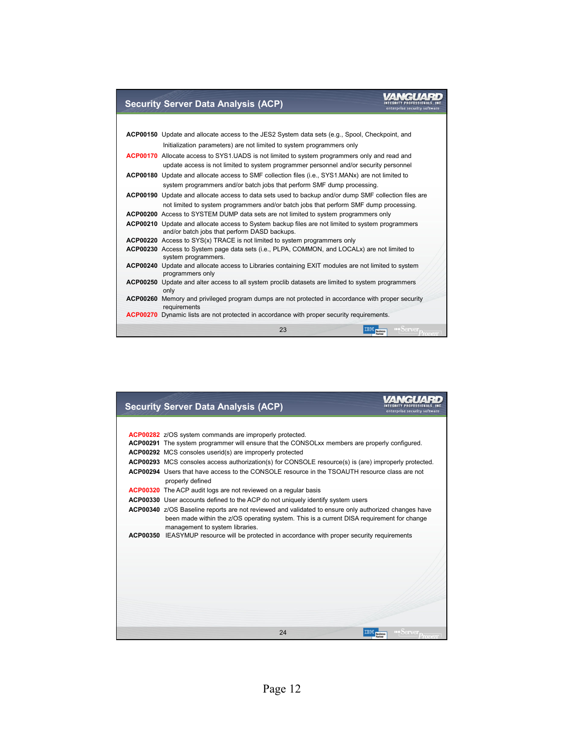## Security Server Data Analysis (ACP)

**ACP00150** Update and allocate access to the JES2 System data sets (e.g., Spool, Checkpoint, and Initialization parameters) are not limited to system programmers only

**ACP00170** Allocate access to SYS1.UADS is not limited to system programmers only and read and update access is not limited to system programmer personnel and/or security personnel

**ACP00180** Update and allocate access to SMF collection files (i.e., SYS1.MANx) are not limited to system programmers and/or batch jobs that perform SMF dump processing.

**ACP00190** Update and allocate access to data sets used to backup and/or dump SMF collection files are not limited to system programmers and/or batch jobs that perform SMF dump processing.

**ACP00200** Access to SYSTEM DUMP data sets are not limited to system programmers only

**ACP00210** Update and allocate access to System backup files are not limited to system programmers and/or batch jobs that perform DASD backups.

**ACP00220** Access to SYS(x) TRACE is not limited to system programmers only

**ACP00230** Access to System page data sets (i.e., PLPA, COMMON, and LOCALx) are not limited to system programmers.

**ACP00240** Update and allocate access to Libraries containing EXIT modules are not limited to system programmers only

**ACP00250** Update and alter access to all system proclib datasets are limited to system programmers only

**ACP00260** Memory and privileged program dumps are not protected in accordance with proper security requirements

**ACP00270** Dynamic lists are not protected in accordance with proper security requirements.

## Security Server Data Analysis (ACP)

**ACP00282** z/OS system commands are improperly protected.

**ACP00291** The system programmer will ensure that the CONSOLxx members are properly configured.

**ACP00292** MCS consoles userid(s) are improperly protected

**ACP00293** MCS consoles access authorization(s) for CONSOLE resource(s) is (are) improperly protected.

**ACP00294** Users that have access to the CONSOLE resource in the TSOAUTH resource class are not properly defined

**ACP00320** The ACP audit logs are not reviewed on a regular basis

**ACP00330** User accounts defined to the ACP do not uniquely identify system users

**ACP00340** z/OS Baseline reports are not reviewed and validated to ensure only authorized changes have been made within the z/OS operating system. This is a current DISA requirement for change management to system libraries.

**ACP00350** IEASYMUP resource will be protected in accordance with proper security requirements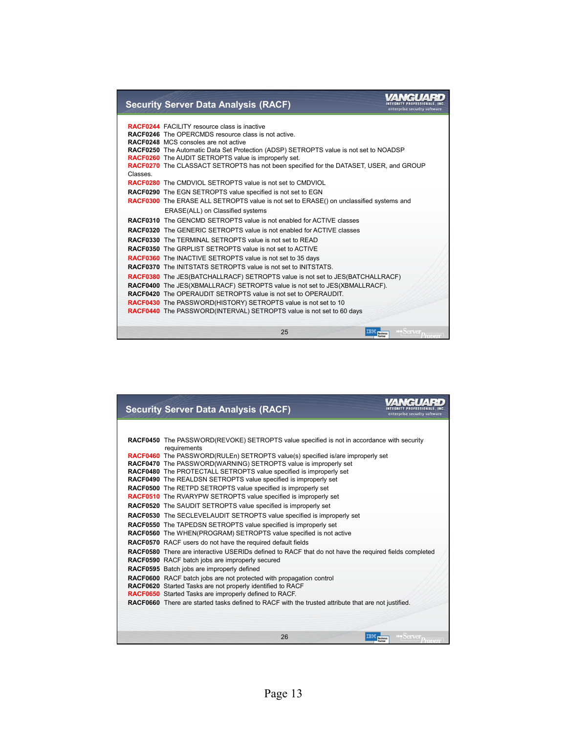## Security Server Data Analysis (RACF)

**RACF0244** FACILITY resource class is inactive
**RACF0246** The OPERCMDS resource class is not active.
**RACF0248** MCS consoles are not active
**RACF0250** The Automatic Data Set Protection (ADSP) SETROPTS value is not set to NOADSP
**RACF0260** The AUDIT SETROPTS value is improperly set.
**RACF0270** The CLASSACT SETROPTS has not been specified for the DATASET, USER, and GROUP Classes.
**RACF0280** The CMDVIOL SETROPTS value is not set to CMDVIOL
**RACF0290** The EGN SETROPTS value specified is not set to EGN
**RACF0300** The ERASE ALL SETROPTS value is not set to ERASE() on unclassified systems and ERASE(ALL) on Classified systems
**RACF0310** The GENCMD SETROPTS value is not enabled for ACTIVE classes
**RACF0320** The GENERIC SETROPTS value is not enabled for ACTIVE classes
**RACF0330** The TERMINAL SETROPTS value is not set to READ
**RACF0350** The GRPLIST SETROPTS value is not set to ACTIVE
**RACF0360** The INACTIVE SETROPTS value is not set to 35 days
**RACF0370** The INITSTATS SETROPTS value is not set to INITSTATS.
**RACF0380** The JES(BATCHALLRACF) SETROPTS value is not set to JES(BATCHALLRACF)
**RACF0400** The JES(XBMALLRACF) SETROPTS value is not set to JES(XBMALLRACF).
**RACF0420** The OPERAUDIT SETROPTS value is not set to OPERAUDIT.
**RACF0430** The PASSWORD(HISTORY) SETROPTS value is not set to 10
**RACF0440** The PASSWORD(INTERVAL) SETROPTS value is not set to 60 days

## Security Server Data Analysis (RACF)

**RACF0450** The PASSWORD(REVOKE) SETROPTS value specified is not in accordance with security requirements
**RACF0460** The PASSWORD(RULEn) SETROPTS value(s) specified is/are improperly set
**RACF0470** The PASSWORD(WARNING) SETROPTS value is improperly set
**RACF0480** The PROTECTALL SETROPTS value specified is improperly set
**RACF0490** The REALDSN SETROPTS value specified is improperly set
**RACF0500** The RETPD SETROPTS value specified is improperly set
**RACF0510** The RVARYPW SETROPTS value specified is improperly set
**RACF0520** The SAUDIT SETROPTS value specified is improperly set
**RACF0530** The SECLEVELAUDIT SETROPTS value specified is improperly set
**RACF0550** The TAPEDSN SETROPTS value specified is improperly set
**RACF0560** The WHEN(PROGRAM) SETROPTS value specified is not active
**RACF0570** RACF users do not have the required default fields
**RACF0580** There are interactive USERIDs defined to RACF that do not have the required fields completed
**RACF0590** RACF batch jobs are improperly secured
**RACF0595** Batch jobs are improperly defined
**RACF0600** RACF batch jobs are not protected with propagation control
**RACF0620** Started Tasks are not properly identified to RACF
**RACF0650** Started Tasks are improperly defined to RACF.
**RACF0660** There are started tasks defined to RACF with the trusted attribute that are not justified.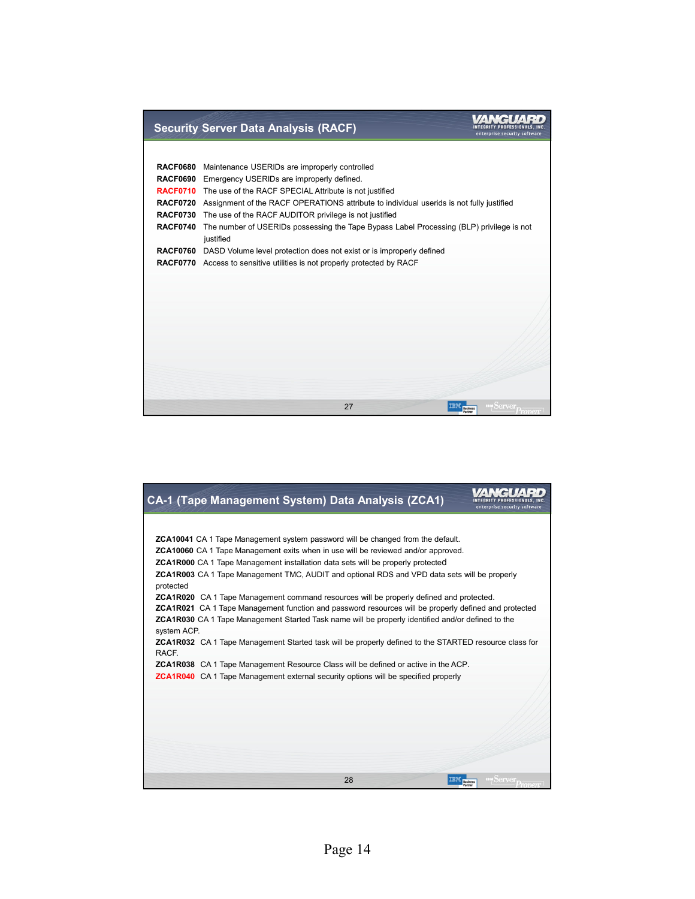## Security Server Data Analysis (RACF)

**RACF0680** Maintenance USERIDs are improperly controlled
**RACF0690** Emergency USERIDs are improperly defined.
**RACF0710** The use of the RACF SPECIAL Attribute is not justified
**RACF0720** Assignment of the RACF OPERATIONS attribute to individual userids is not fully justified
**RACF0730** The use of the RACF AUDITOR privilege is not justified
**RACF0740** The number of USERIDs possessing the Tape Bypass Label Processing (BLP) privilege is not justified
**RACF0760** DASD Volume level protection does not exist or is improperly defined
**RACF0770** Access to sensitive utilities is not properly protected by RACF

## CA-1 (Tape Management System) Data Analysis (ZCA1)

**ZCA10041** CA 1 Tape Management system password will be changed from the default.
**ZCA10060** CA 1 Tape Management exits when in use will be reviewed and/or approved.
**ZCA1R000** CA 1 Tape Management installation data sets will be properly protected
**ZCA1R003** CA 1 Tape Management TMC, AUDIT and optional RDS and VPD data sets will be properly protected
**ZCA1R020** CA 1 Tape Management command resources will be properly defined and protected.
**ZCA1R021** CA 1 Tape Management function and password resources will be properly defined and protected
**ZCA1R030** CA 1 Tape Management Started Task name will be properly identified and/or defined to the system ACP.
**ZCA1R032** CA 1 Tape Management Started task will be properly defined to the STARTED resource class for RACF.
**ZCA1R038** CA 1 Tape Management Resource Class will be defined or active in the ACP.
**ZCA1R040** CA 1 Tape Management external security options will be specified properly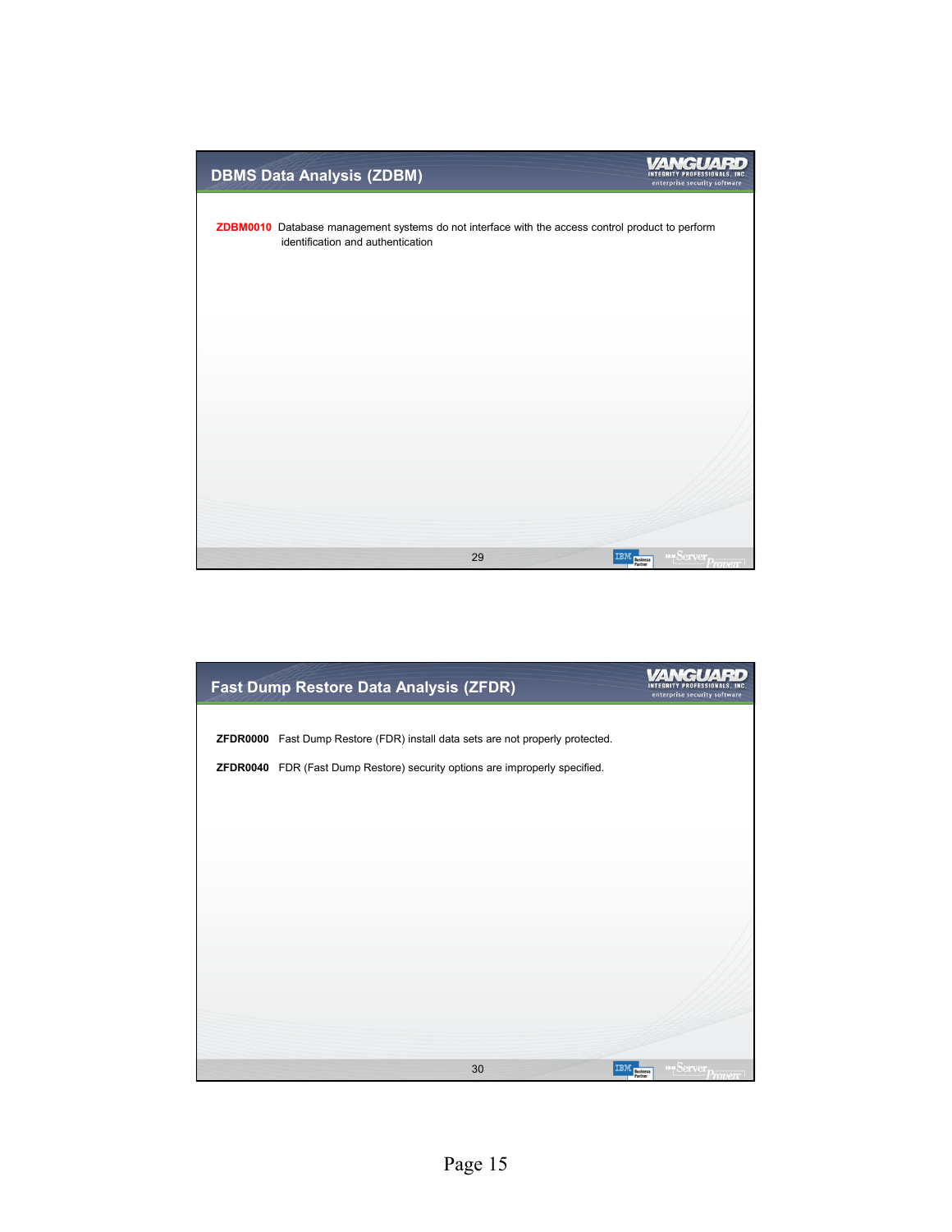## DBMS Data Analysis (ZDBM)

**ZDBM0010** Database management systems do not interface with the access control product to perform identification and authentication

## Fast Dump Restore Data Analysis (ZFDR)

**ZFDR0000** Fast Dump Restore (FDR) install data sets are not properly protected.

**ZFDR0040** FDR (Fast Dump Restore) security options are improperly specified.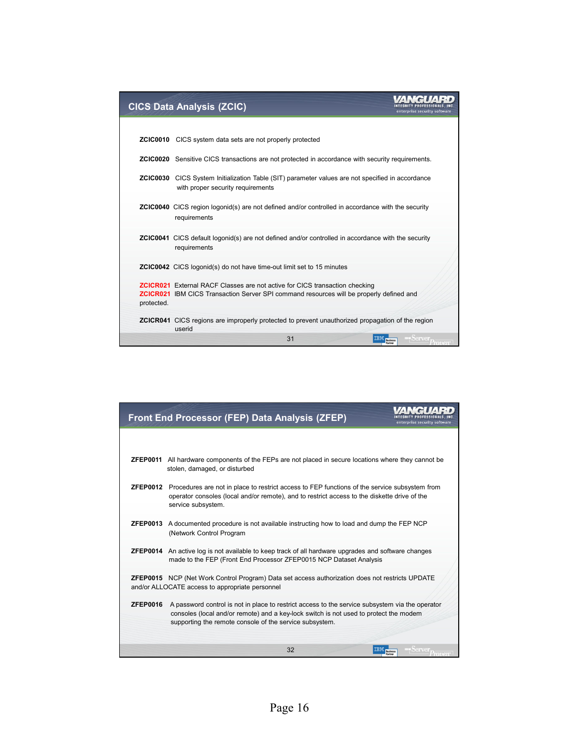## CICS Data Analysis (ZCIC)

**ZCIC0010** CICS system data sets are not properly protected

**ZCIC0020** Sensitive CICS transactions are not protected in accordance with security requirements.

**ZCIC0030** CICS System Initialization Table (SIT) parameter values are not specified in accordance with proper security requirements

**ZCIC0040** CICS region logonid(s) are not defined and/or controlled in accordance with the security requirements

**ZCIC0041** CICS default logonid(s) are not defined and/or controlled in accordance with the security requirements

**ZCIC0042** CICS logonid(s) do not have time-out limit set to 15 minutes

**ZCICR021** External RACF Classes are not active for CICS transaction checking
**ZCICR021** IBM CICS Transaction Server SPI command resources will be properly defined and protected.

**ZCICR041** CICS regions are improperly protected to prevent unauthorized propagation of the region userid

## Front End Processor (FEP) Data Analysis (ZFEP)

**ZFEP0011** All hardware components of the FEPs are not placed in secure locations where they cannot be stolen, damaged, or disturbed

**ZFEP0012** Procedures are not in place to restrict access to FEP functions of the service subsystem from operator consoles (local and/or remote), and to restrict access to the diskette drive of the service subsystem.

**ZFEP0013** A documented procedure is not available instructing how to load and dump the FEP NCP (Network Control Program

**ZFEP0014** An active log is not available to keep track of all hardware upgrades and software changes made to the FEP (Front End Processor ZFEP0015 NCP Dataset Analysis

**ZFEP0015** NCP (Net Work Control Program) Data set access authorization does not restricts UPDATE and/or ALLOCATE access to appropriate personnel

**ZFEP0016** A password control is not in place to restrict access to the service subsystem via the operator consoles (local and/or remote) and a key-lock switch is not used to protect the modem supporting the remote console of the service subsystem.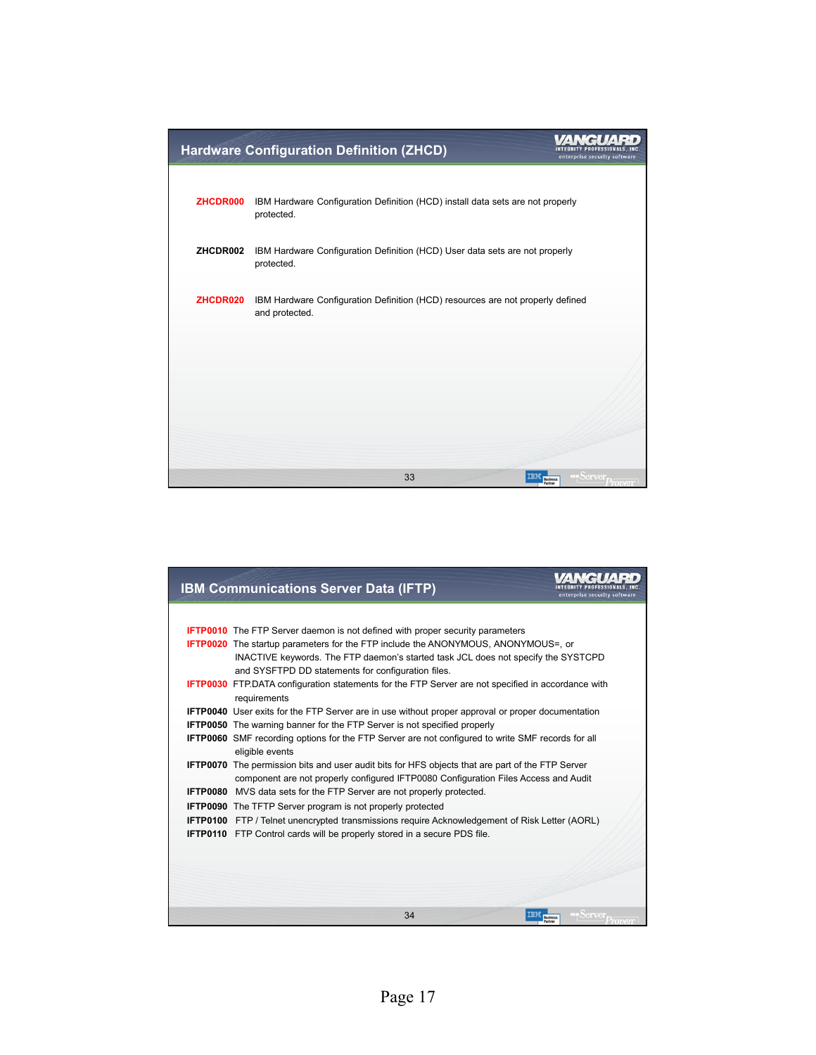## Hardware Configuration Definition (ZHCD)

**ZHCDR000** IBM Hardware Configuration Definition (HCD) install data sets are not properly protected.

**ZHCDR002** IBM Hardware Configuration Definition (HCD) User data sets are not properly protected.

**ZHCDR020** IBM Hardware Configuration Definition (HCD) resources are not properly defined and protected.

## IBM Communications Server Data (IFTP)

**IFTP0010** The FTP Server daemon is not defined with proper security parameters

**IFTP0020** The startup parameters for the FTP include the ANONYMOUS, ANONYMOUS=, or INACTIVE keywords. The FTP daemon's started task JCL does not specify the SYSTCPD and SYSFTPD DD statements for configuration files.

**IFTP0030** FTP.DATA configuration statements for the FTP Server are not specified in accordance with requirements

**IFTP0040** User exits for the FTP Server are in use without proper approval or proper documentation

**IFTP0050** The warning banner for the FTP Server is not specified properly

**IFTP0060** SMF recording options for the FTP Server are not configured to write SMF records for all eligible events

**IFTP0070** The permission bits and user audit bits for HFS objects that are part of the FTP Server component are not properly configured IFTP0080 Configuration Files Access and Audit

**IFTP0080** MVS data sets for the FTP Server are not properly protected.

**IFTP0090** The TFTP Server program is not properly protected

**IFTP0100** FTP / Telnet unencrypted transmissions require Acknowledgement of Risk Letter (AORL)

**IFTP0110** FTP Control cards will be properly stored in a secure PDS file.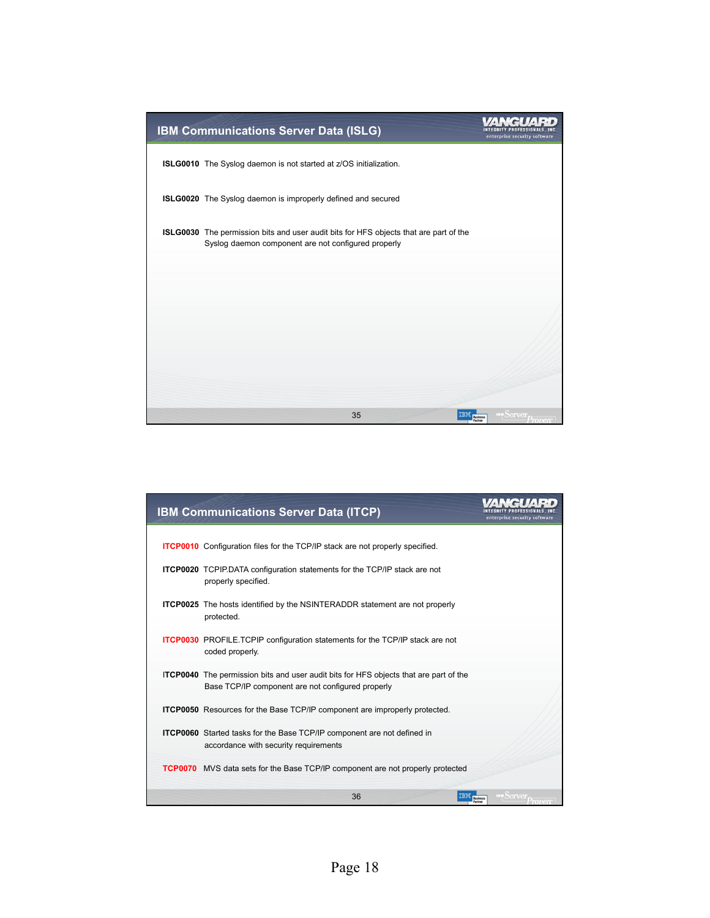## IBM Communications Server Data (ISLG)

**ISLG0010** The Syslog daemon is not started at z/OS initialization.

**ISLG0020** The Syslog daemon is improperly defined and secured

**ISLG0030** The permission bits and user audit bits for HFS objects that are part of the Syslog daemon component are not configured properly

## IBM Communications Server Data (ITCP)

**ITCP0010** Configuration files for the TCP/IP stack are not properly specified.

**ITCP0020** TCPIP.DATA configuration statements for the TCP/IP stack are not properly specified.

**ITCP0025** The hosts identified by the NSINTERADDR statement are not properly protected.

**ITCP0030** PROFILE.TCPIP configuration statements for the TCP/IP stack are not coded properly.

**ITCP0040** The permission bits and user audit bits for HFS objects that are part of the Base TCP/IP component are not configured properly

**ITCP0050** Resources for the Base TCP/IP component are improperly protected.

**ITCP0060** Started tasks for the Base TCP/IP component are not defined in accordance with security requirements

**TCP0070** MVS data sets for the Base TCP/IP component are not properly protected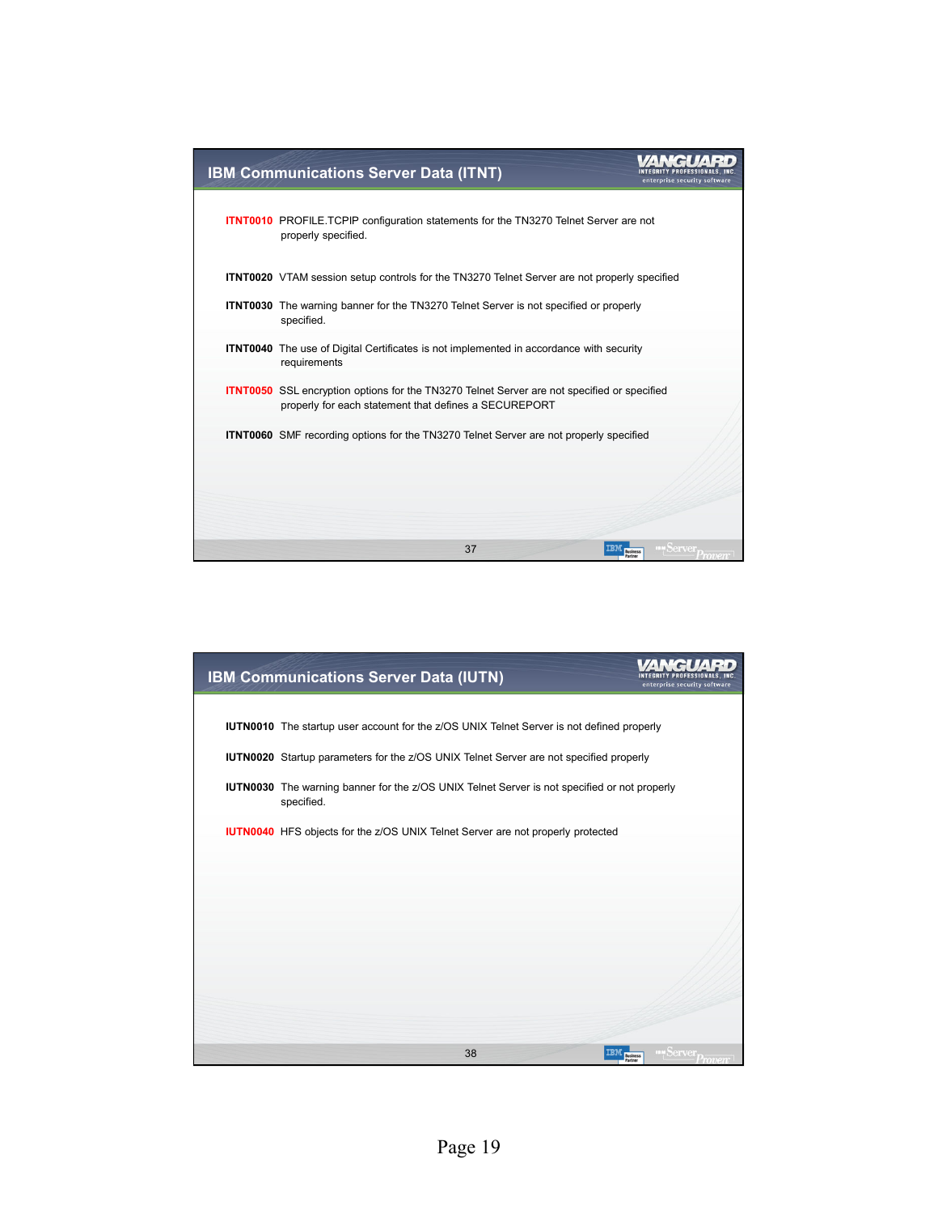## IBM Communications Server Data (ITNT)

**ITNT0010** PROFILE.TCPIP configuration statements for the TN3270 Telnet Server are not properly specified.

**ITNT0020** VTAM session setup controls for the TN3270 Telnet Server are not properly specified

**ITNT0030** The warning banner for the TN3270 Telnet Server is not specified or properly specified.

**ITNT0040** The use of Digital Certificates is not implemented in accordance with security requirements

**ITNT0050** SSL encryption options for the TN3270 Telnet Server are not specified or specified properly for each statement that defines a SECUREPORT

**ITNT0060** SMF recording options for the TN3270 Telnet Server are not properly specified

## IBM Communications Server Data (IUTN)

**IUTN0010** The startup user account for the z/OS UNIX Telnet Server is not defined properly

**IUTN0020** Startup parameters for the z/OS UNIX Telnet Server are not specified properly

**IUTN0030** The warning banner for the z/OS UNIX Telnet Server is not specified or not properly specified.

**IUTN0040** HFS objects for the z/OS UNIX Telnet Server are not properly protected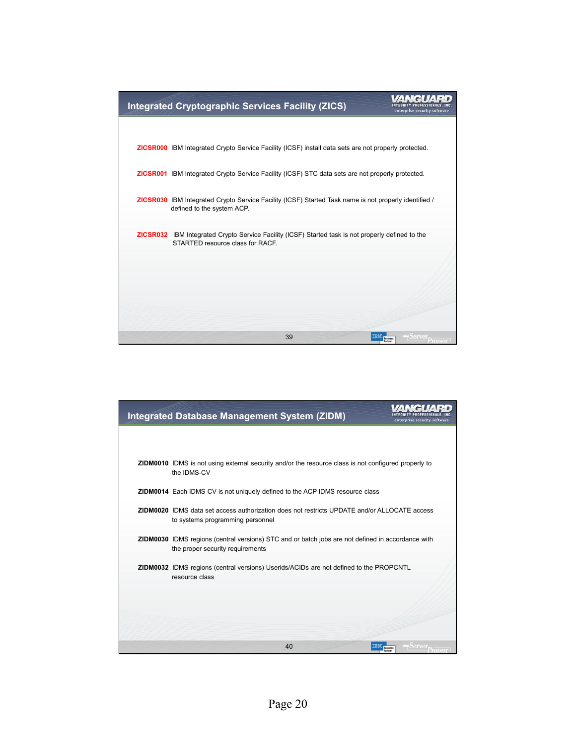## Integrated Cryptographic Services Facility (ZICS)

**ZICSR000** IBM Integrated Crypto Service Facility (ICSF) install data sets are not properly protected.

**ZICSR001** IBM Integrated Crypto Service Facility (ICSF) STC data sets are not properly protected.

**ZICSR030** IBM Integrated Crypto Service Facility (ICSF) Started Task name is not properly identified / defined to the system ACP.

**ZICSR032** IBM Integrated Crypto Service Facility (ICSF) Started task is not properly defined to the STARTED resource class for RACF.

## Integrated Database Management System (ZIDM)

**ZIDM0010** IDMS is not using external security and/or the resource class is not configured properly to the IDMS-CV

**ZIDM0014** Each IDMS CV is not uniquely defined to the ACP IDMS resource class

**ZIDM0020** IDMS data set access authorization does not restricts UPDATE and/or ALLOCATE access to systems programming personnel

**ZIDM0030** IDMS regions (central versions) STC and or batch jobs are not defined in accordance with the proper security requirements

**ZIDM0032** IDMS regions (central versions) Userids/ACIDs are not defined to the PROPCNTL resource class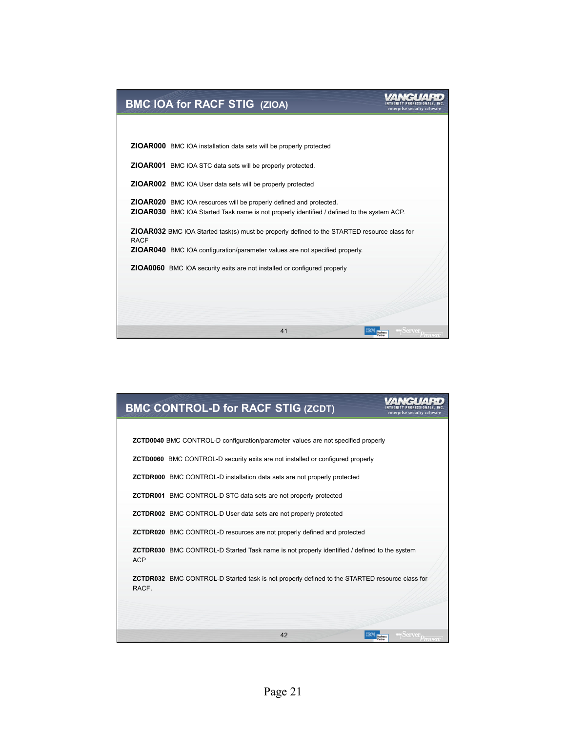## BMC IOA for RACF STIG (ZIOA)

**ZIOAR000** BMC IOA installation data sets will be properly protected

**ZIOAR001** BMC IOA STC data sets will be properly protected.

**ZIOAR002** BMC IOA User data sets will be properly protected

**ZIOAR020** BMC IOA resources will be properly defined and protected.
**ZIOAR030** BMC IOA Started Task name is not properly identified / defined to the system ACP.

**ZIOAR032** BMC IOA Started task(s) must be properly defined to the STARTED resource class for RACF
**ZIOAR040** BMC IOA configuration/parameter values are not specified properly.

**ZIOA0060** BMC IOA security exits are not installed or configured properly

## BMC CONTROL-D for RACF STIG (ZCDT)

**ZCTD0040** BMC CONTROL-D configuration/parameter values are not specified properly

**ZCTD0060** BMC CONTROL-D security exits are not installed or configured properly

**ZCTDR000** BMC CONTROL-D installation data sets are not properly protected

**ZCTDR001** BMC CONTROL-D STC data sets are not properly protected

**ZCTDR002** BMC CONTROL-D User data sets are not properly protected

**ZCTDR020** BMC CONTROL-D resources are not properly defined and protected

**ZCTDR030** BMC CONTROL-D Started Task name is not properly identified / defined to the system ACP

**ZCTDR032** BMC CONTROL-D Started task is not properly defined to the STARTED resource class for RACF.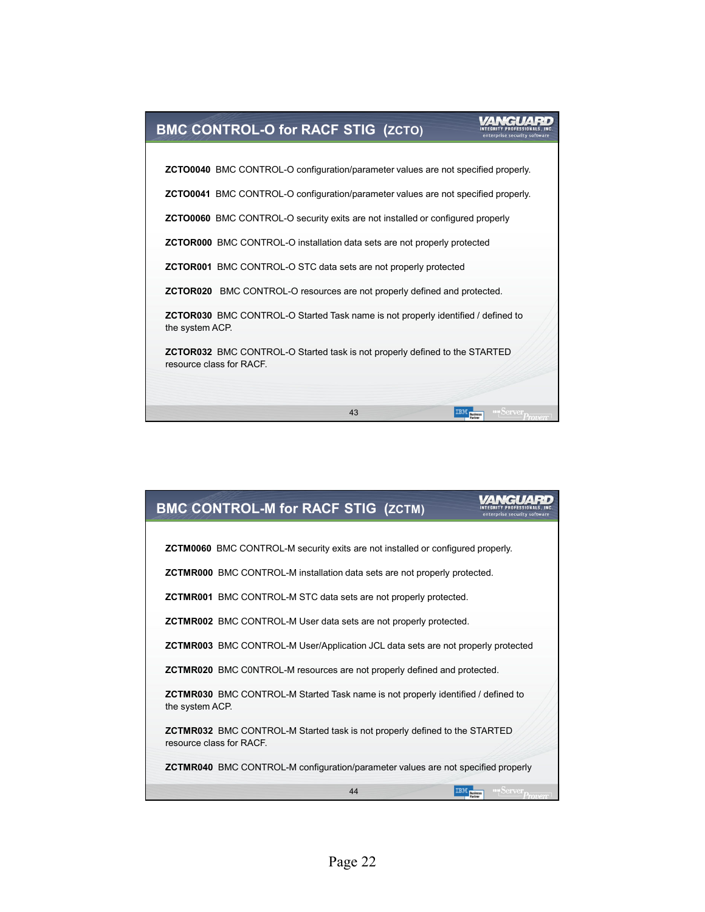## BMC CONTROL-O for RACF STIG (ZCTO)

**ZCTO0040** BMC CONTROL-O configuration/parameter values are not specified properly.

**ZCTO0041** BMC CONTROL-O configuration/parameter values are not specified properly.

**ZCTO0060** BMC CONTROL-O security exits are not installed or configured properly

**ZCTOR000** BMC CONTROL-O installation data sets are not properly protected

**ZCTOR001** BMC CONTROL-O STC data sets are not properly protected

**ZCTOR020** BMC CONTROL-O resources are not properly defined and protected.

**ZCTOR030** BMC CONTROL-O Started Task name is not properly identified / defined to the system ACP.

**ZCTOR032** BMC CONTROL-O Started task is not properly defined to the STARTED resource class for RACF.

## BMC CONTROL-M for RACF STIG (ZCTM)

**ZCTM0060** BMC CONTROL-M security exits are not installed or configured properly.

**ZCTMR000** BMC CONTROL-M installation data sets are not properly protected.

**ZCTMR001** BMC CONTROL-M STC data sets are not properly protected.

**ZCTMR002** BMC CONTROL-M User data sets are not properly protected.

**ZCTMR003** BMC CONTROL-M User/Application JCL data sets are not properly protected

**ZCTMR020** BMC C0NTROL-M resources are not properly defined and protected.

**ZCTMR030** BMC CONTROL-M Started Task name is not properly identified / defined to the system ACP.

**ZCTMR032** BMC CONTROL-M Started task is not properly defined to the STARTED resource class for RACF.

**ZCTMR040** BMC CONTROL-M configuration/parameter values are not specified properly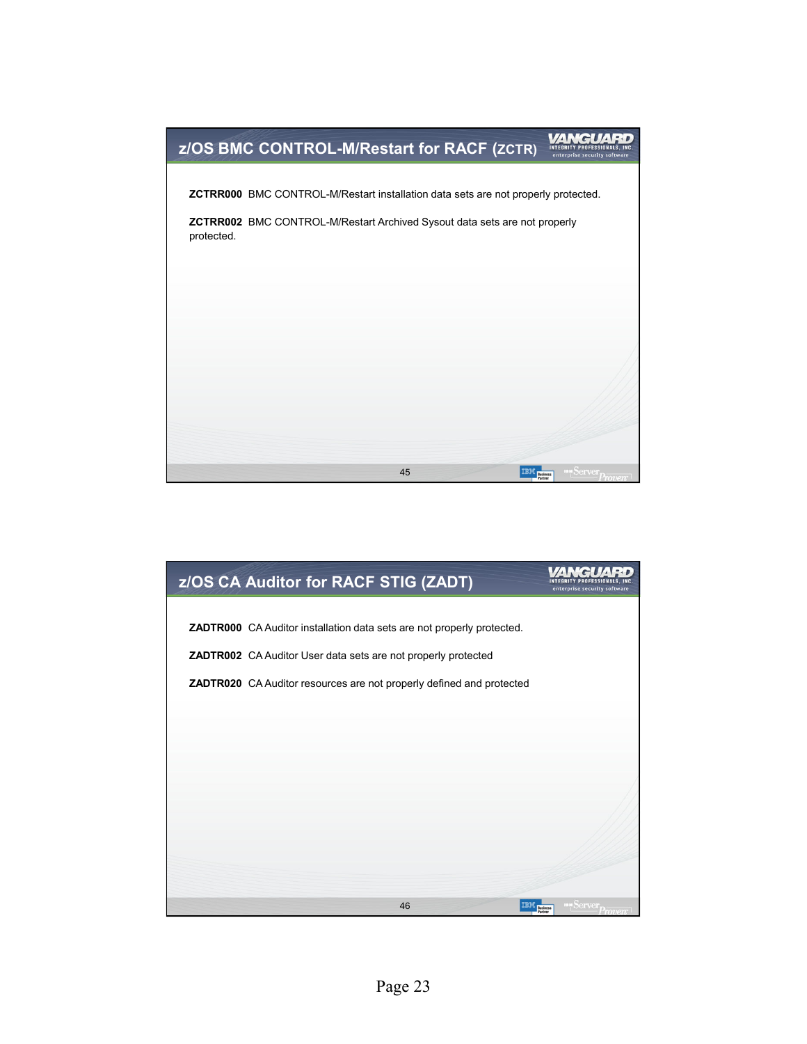## z/OS BMC CONTROL-M/Restart for RACF (ZCTR)

**ZCTRR000** BMC CONTROL-M/Restart installation data sets are not properly protected.

**ZCTRR002** BMC CONTROL-M/Restart Archived Sysout data sets are not properly protected.

## z/OS CA Auditor for RACF STIG (ZADT)

**ZADTR000** CA Auditor installation data sets are not properly protected.

**ZADTR002** CA Auditor User data sets are not properly protected

**ZADTR020** CA Auditor resources are not properly defined and protected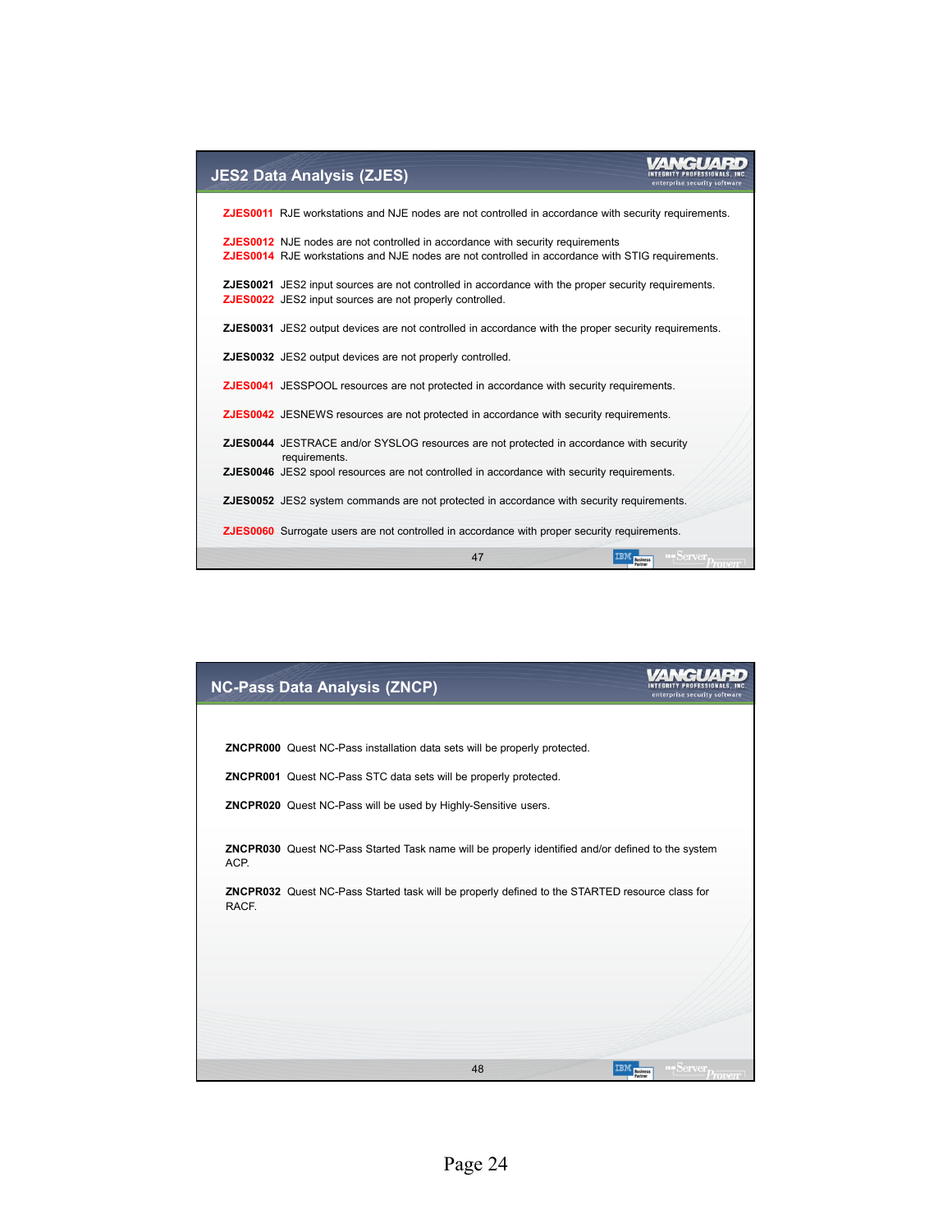## JES2 Data Analysis (ZJES)

**ZJES0011** RJE workstations and NJE nodes are not controlled in accordance with security requirements.

**ZJES0012** NJE nodes are not controlled in accordance with security requirements
**ZJES0014** RJE workstations and NJE nodes are not controlled in accordance with STIG requirements.

**ZJES0021** JES2 input sources are not controlled in accordance with the proper security requirements.
**ZJES0022** JES2 input sources are not properly controlled.

**ZJES0031** JES2 output devices are not controlled in accordance with the proper security requirements.

**ZJES0032** JES2 output devices are not properly controlled.

**ZJES0041** JESSPOOL resources are not protected in accordance with security requirements.

**ZJES0042** JESNEWS resources are not protected in accordance with security requirements.

**ZJES0044** JESTRACE and/or SYSLOG resources are not protected in accordance with security requirements.
**ZJES0046** JES2 spool resources are not controlled in accordance with security requirements.

**ZJES0052** JES2 system commands are not protected in accordance with security requirements.

**ZJES0060** Surrogate users are not controlled in accordance with proper security requirements.

## NC-Pass Data Analysis (ZNCP)

**ZNCPR000** Quest NC-Pass installation data sets will be properly protected.

**ZNCPR001** Quest NC-Pass STC data sets will be properly protected.

**ZNCPR020** Quest NC-Pass will be used by Highly-Sensitive users.

**ZNCPR030** Quest NC-Pass Started Task name will be properly identified and/or defined to the system ACP.

**ZNCPR032** Quest NC-Pass Started task will be properly defined to the STARTED resource class for RACF.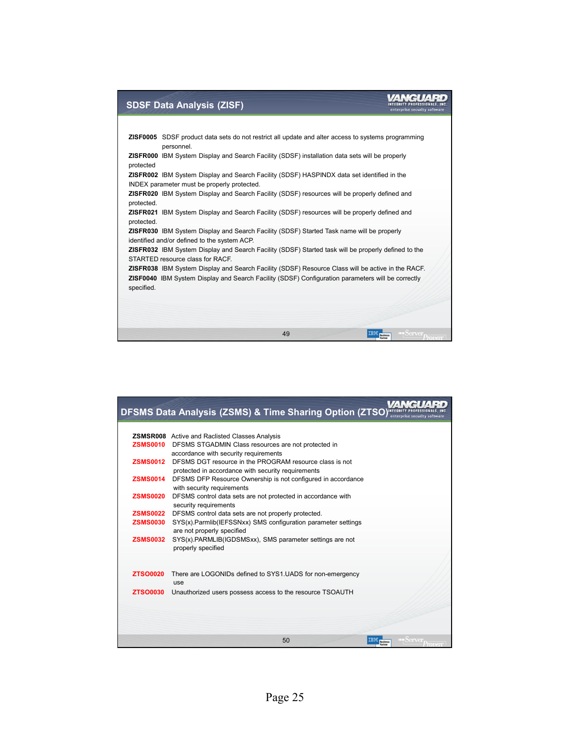## SDSF Data Analysis (ZISF)

**ZISF0005** SDSF product data sets do not restrict all update and alter access to systems programming personnel.
**ZISFR000** IBM System Display and Search Facility (SDSF) installation data sets will be properly protected
**ZISFR002** IBM System Display and Search Facility (SDSF) HASPINDX data set identified in the INDEX parameter must be properly protected.
**ZISFR020** IBM System Display and Search Facility (SDSF) resources will be properly defined and protected.
**ZISFR021** IBM System Display and Search Facility (SDSF) resources will be properly defined and protected.
**ZISFR030** IBM System Display and Search Facility (SDSF) Started Task name will be properly identified and/or defined to the system ACP.
**ZISFR032** IBM System Display and Search Facility (SDSF) Started task will be properly defined to the STARTED resource class for RACF.
**ZISFR038** IBM System Display and Search Facility (SDSF) Resource Class will be active in the RACF.
**ZISF0040** IBM System Display and Search Facility (SDSF) Configuration parameters will be correctly specified.

## DFSMS Data Analysis (ZSMS) & Time Sharing Option (ZTSO)

**ZSMSR008** Active and Raclisted Classes Analysis
**ZSMS0010** DFSMS STGADMIN Class resources are not protected in accordance with security requirements
**ZSMS0012** DFSMS DGT resource in the PROGRAM resource class is not protected in accordance with security requirements
**ZSMS0014** DFSMS DFP Resource Ownership is not configured in accordance with security requirements
**ZSMS0020** DFSMS control data sets are not protected in accordance with security requirements
**ZSMS0022** DFSMS control data sets are not properly protected.
**ZSMS0030** SYS(x).Parmlib(IEFSSNxx) SMS configuration parameter settings are not properly specified
**ZSMS0032** SYS(x).PARMLIB(IGDSMSxx), SMS parameter settings are not properly specified

**ZTSO0020** There are LOGONIDs defined to SYS1.UADS for non-emergency use
**ZTSO0030** Unauthorized users possess access to the resource TSOAUTH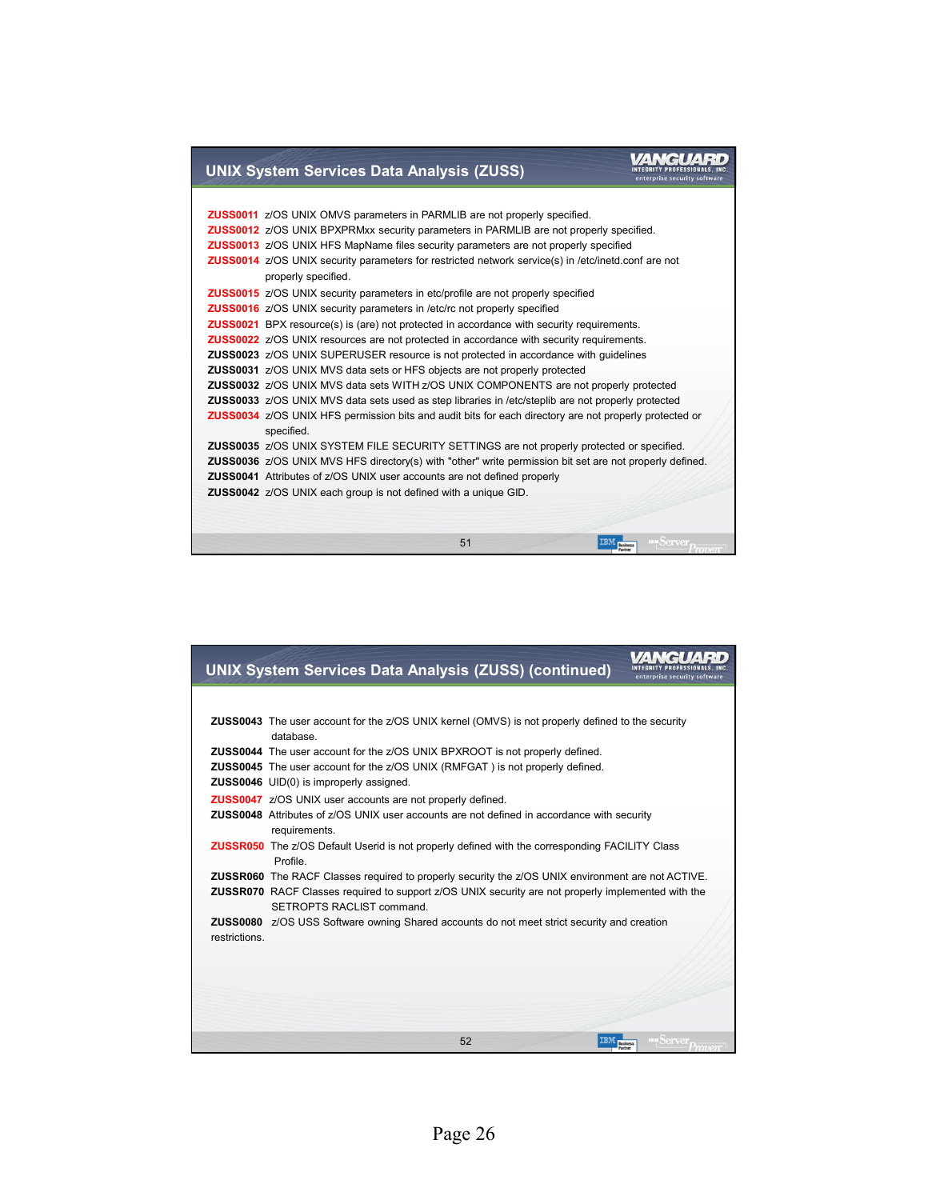## UNIX System Services Data Analysis (ZUSS)

**ZUSS0011** z/OS UNIX OMVS parameters in PARMLIB are not properly specified.
**ZUSS0012** z/OS UNIX BPXPRMxx security parameters in PARMLIB are not properly specified.
**ZUSS0013** z/OS UNIX HFS MapName files security parameters are not properly specified
**ZUSS0014** z/OS UNIX security parameters for restricted network service(s) in /etc/inetd.conf are not properly specified.
**ZUSS0015** z/OS UNIX security parameters in etc/profile are not properly specified
**ZUSS0016** z/OS UNIX security parameters in /etc/rc not properly specified
**ZUSS0021** BPX resource(s) is (are) not protected in accordance with security requirements.
**ZUSS0022** z/OS UNIX resources are not protected in accordance with security requirements.
**ZUSS0023** z/OS UNIX SUPERUSER resource is not protected in accordance with guidelines
**ZUSS0031** z/OS UNIX MVS data sets or HFS objects are not properly protected
**ZUSS0032** z/OS UNIX MVS data sets WITH z/OS UNIX COMPONENTS are not properly protected
**ZUSS0033** z/OS UNIX MVS data sets used as step libraries in /etc/steplib are not properly protected
**ZUSS0034** z/OS UNIX HFS permission bits and audit bits for each directory are not properly protected or specified.
**ZUSS0035** z/OS UNIX SYSTEM FILE SECURITY SETTINGS are not properly protected or specified.
**ZUSS0036** z/OS UNIX MVS HFS directory(s) with "other" write permission bit set are not properly defined.
**ZUSS0041** Attributes of z/OS UNIX user accounts are not defined properly
**ZUSS0042** z/OS UNIX each group is not defined with a unique GID.

## UNIX System Services Data Analysis (ZUSS) (continued)

**ZUSS0043** The user account for the z/OS UNIX kernel (OMVS) is not properly defined to the security database.
**ZUSS0044** The user account for the z/OS UNIX BPXROOT is not properly defined.
**ZUSS0045** The user account for the z/OS UNIX (RMFGAT ) is not properly defined.
**ZUSS0046** UID(0) is improperly assigned.
**ZUSS0047** z/OS UNIX user accounts are not properly defined.
**ZUSS0048** Attributes of z/OS UNIX user accounts are not defined in accordance with security requirements.
**ZUSSR050** The z/OS Default Userid is not properly defined with the corresponding FACILITY Class Profile.
**ZUSSR060** The RACF Classes required to properly security the z/OS UNIX environment are not ACTIVE.
**ZUSSR070** RACF Classes required to support z/OS UNIX security are not properly implemented with the SETROPTS RACLIST command.
**ZUSS0080** z/OS USS Software owning Shared accounts do not meet strict security and creation restrictions.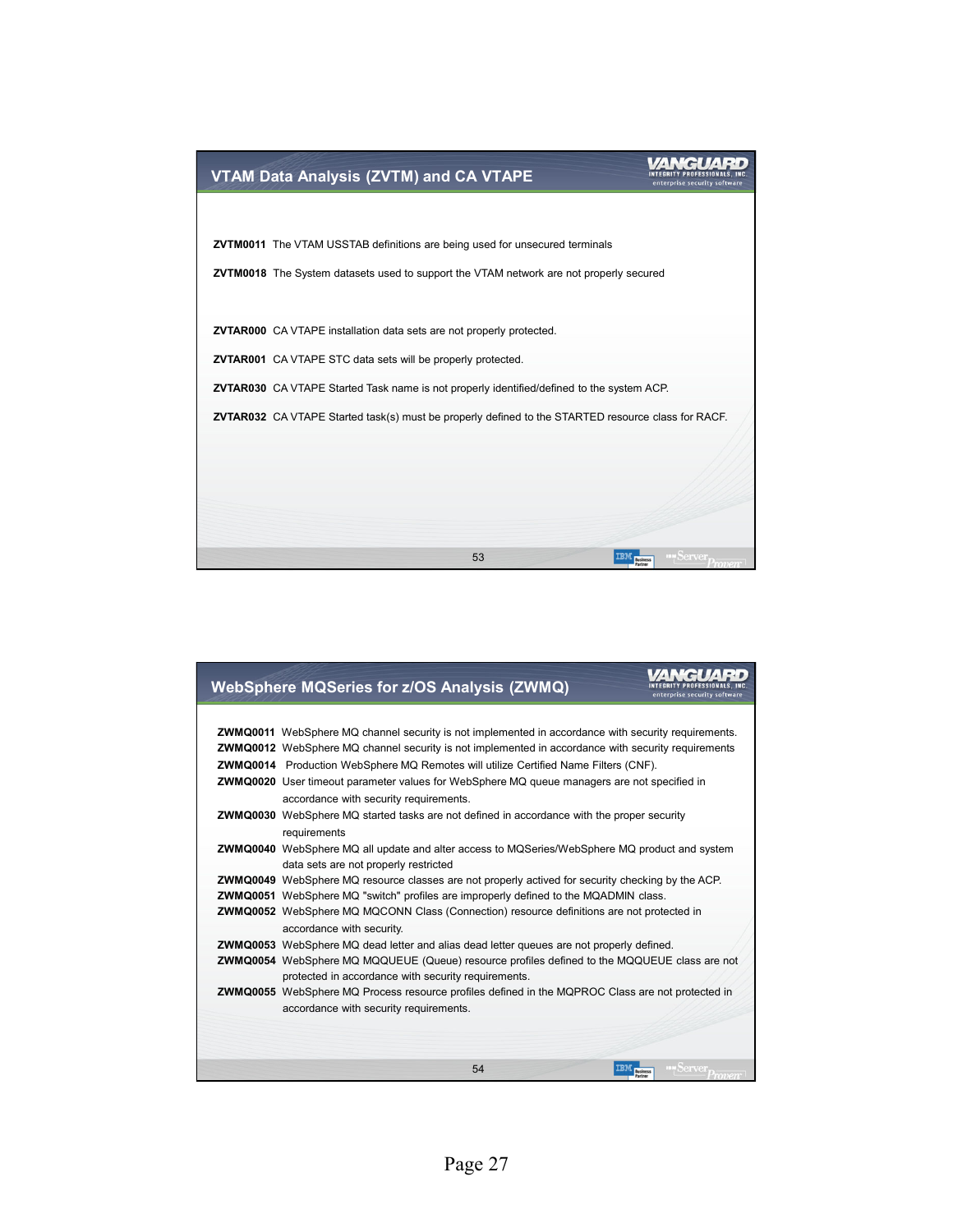## VTAM Data Analysis (ZVTM) and CA VTAPE

**ZVTM0011** The VTAM USSTAB definitions are being used for unsecured terminals

**ZVTM0018** The System datasets used to support the VTAM network are not properly secured

**ZVTAR000** CA VTAPE installation data sets are not properly protected.

**ZVTAR001** CA VTAPE STC data sets will be properly protected.

**ZVTAR030** CA VTAPE Started Task name is not properly identified/defined to the system ACP.

**ZVTAR032** CA VTAPE Started task(s) must be properly defined to the STARTED resource class for RACF.

## WebSphere MQSeries for z/OS Analysis (ZWMQ)

**ZWMQ0011** WebSphere MQ channel security is not implemented in accordance with security requirements.
**ZWMQ0012** WebSphere MQ channel security is not implemented in accordance with security requirements
**ZWMQ0014** Production WebSphere MQ Remotes will utilize Certified Name Filters (CNF).
**ZWMQ0020** User timeout parameter values for WebSphere MQ queue managers are not specified in accordance with security requirements.
**ZWMQ0030** WebSphere MQ started tasks are not defined in accordance with the proper security requirements
**ZWMQ0040** WebSphere MQ all update and alter access to MQSeries/WebSphere MQ product and system data sets are not properly restricted
**ZWMQ0049** WebSphere MQ resource classes are not properly actived for security checking by the ACP.
**ZWMQ0051** WebSphere MQ "switch" profiles are improperly defined to the MQADMIN class.
**ZWMQ0052** WebSphere MQ MQCONN Class (Connection) resource definitions are not protected in accordance with security.
**ZWMQ0053** WebSphere MQ dead letter and alias dead letter queues are not properly defined.
**ZWMQ0054** WebSphere MQ MQQUEUE (Queue) resource profiles defined to the MQQUEUE class are not protected in accordance with security requirements.
**ZWMQ0055** WebSphere MQ Process resource profiles defined in the MQPROC Class are not protected in accordance with security requirements.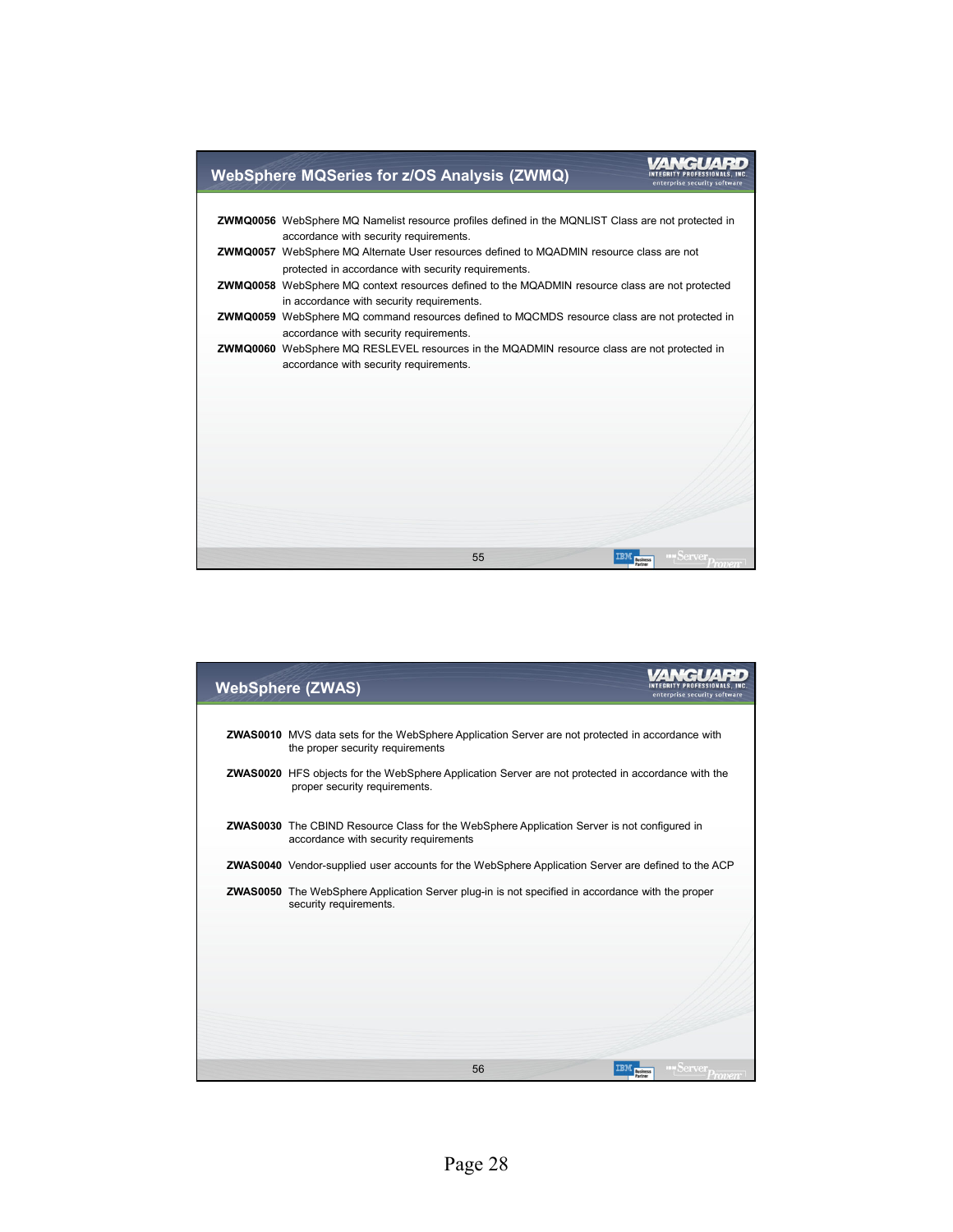## WebSphere MQSeries for z/OS Analysis (ZWMQ)

**ZWMQ0056** WebSphere MQ Namelist resource profiles defined in the MQNLIST Class are not protected in accordance with security requirements.

**ZWMQ0057** WebSphere MQ Alternate User resources defined to MQADMIN resource class are not protected in accordance with security requirements.

**ZWMQ0058** WebSphere MQ context resources defined to the MQADMIN resource class are not protected in accordance with security requirements.

**ZWMQ0059** WebSphere MQ command resources defined to MQCMDS resource class are not protected in accordance with security requirements.

**ZWMQ0060** WebSphere MQ RESLEVEL resources in the MQADMIN resource class are not protected in accordance with security requirements.

## WebSphere (ZWAS)

**ZWAS0010** MVS data sets for the WebSphere Application Server are not protected in accordance with the proper security requirements

**ZWAS0020** HFS objects for the WebSphere Application Server are not protected in accordance with the proper security requirements.

**ZWAS0030** The CBIND Resource Class for the WebSphere Application Server is not configured in accordance with security requirements

**ZWAS0040** Vendor-supplied user accounts for the WebSphere Application Server are defined to the ACP

**ZWAS0050** The WebSphere Application Server plug-in is not specified in accordance with the proper security requirements.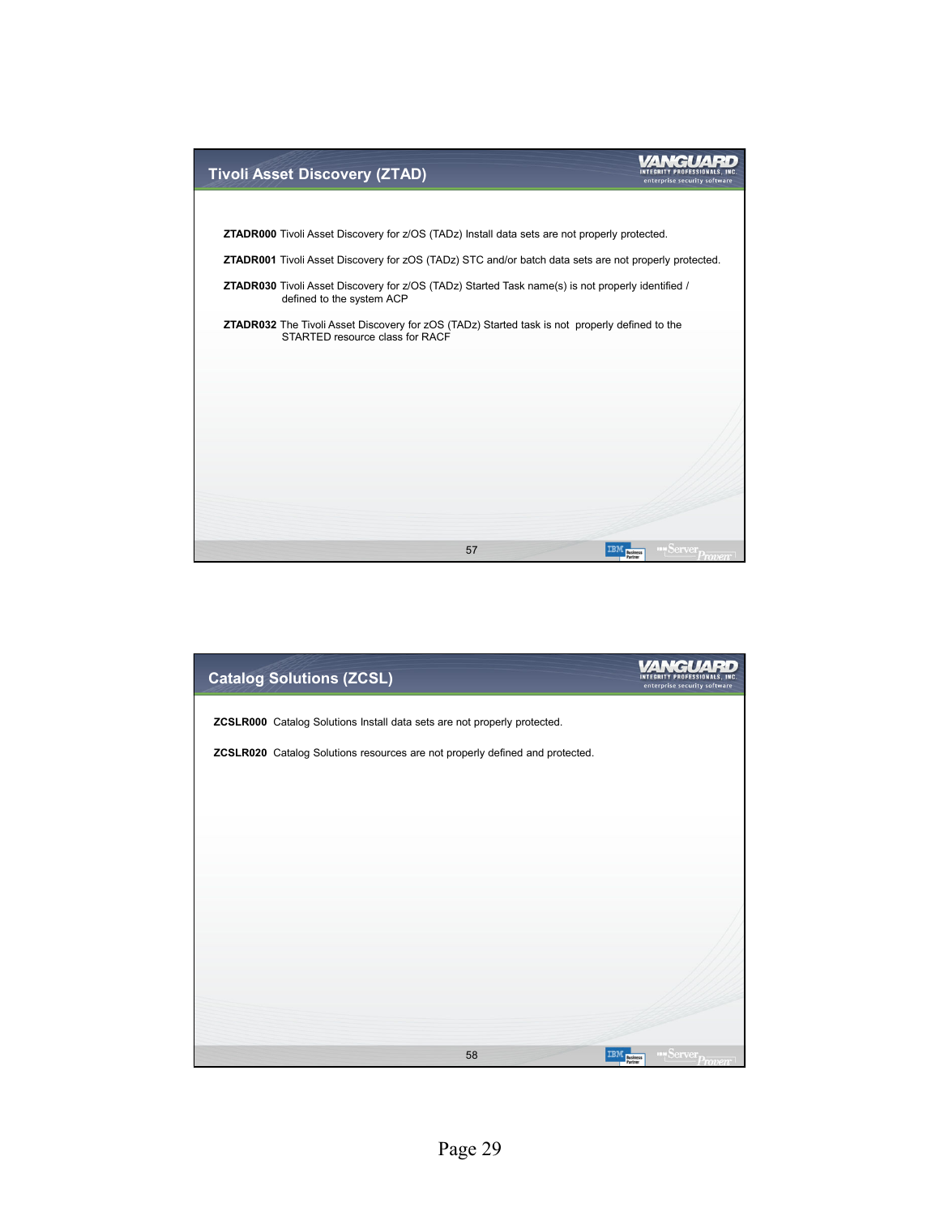## Tivoli Asset Discovery (ZTAD)

**ZTADR000** Tivoli Asset Discovery for z/OS (TADz) Install data sets are not properly protected.

**ZTADR001** Tivoli Asset Discovery for zOS (TADz) STC and/or batch data sets are not properly protected.

**ZTADR030** Tivoli Asset Discovery for z/OS (TADz) Started Task name(s) is not properly identified / defined to the system ACP

**ZTADR032** The Tivoli Asset Discovery for zOS (TADz) Started task is not properly defined to the STARTED resource class for RACF

## Catalog Solutions (ZCSL)

**ZCSLR000** Catalog Solutions Install data sets are not properly protected.

**ZCSLR020** Catalog Solutions resources are not properly defined and protected.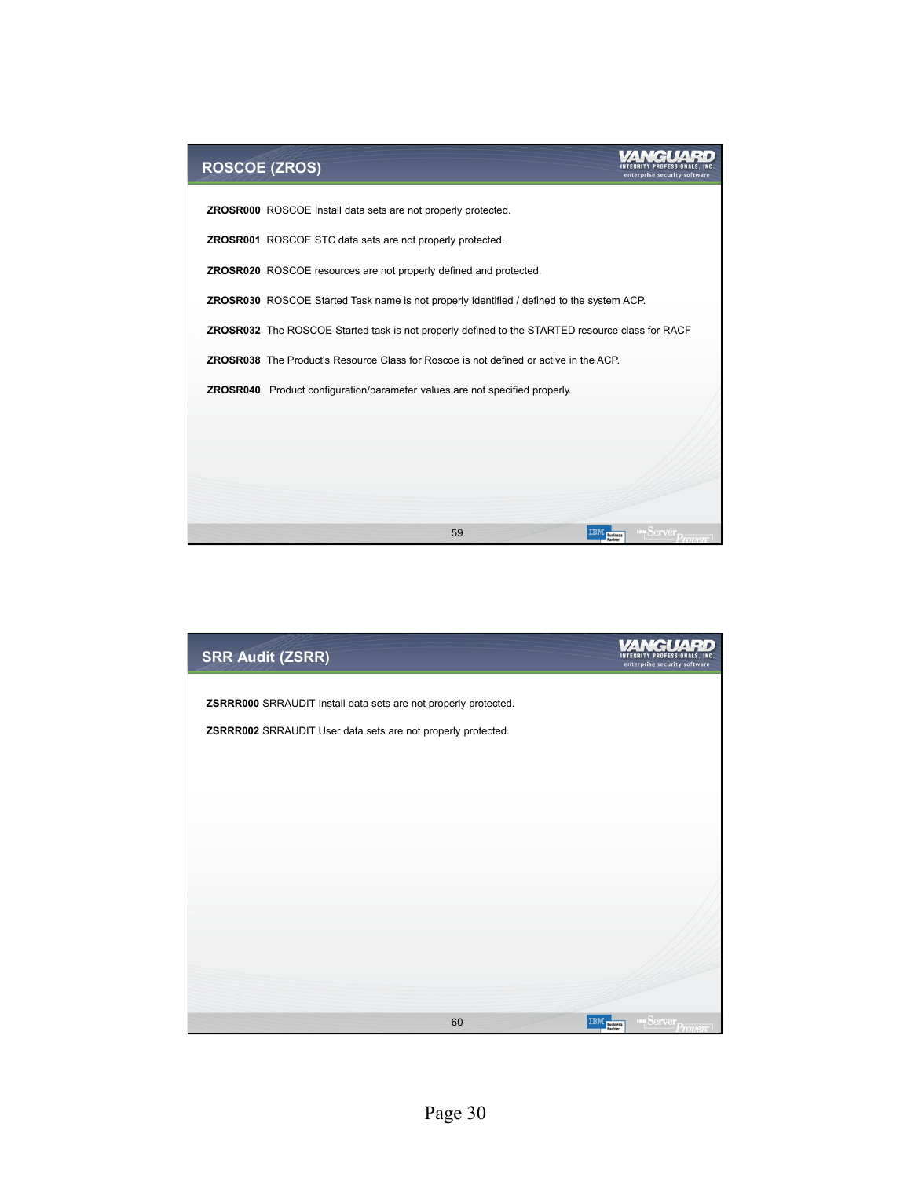## ROSCOE (ZROS)

**ZROSR000** ROSCOE Install data sets are not properly protected.

**ZROSR001** ROSCOE STC data sets are not properly protected.

**ZROSR020** ROSCOE resources are not properly defined and protected.

**ZROSR030** ROSCOE Started Task name is not properly identified / defined to the system ACP.

**ZROSR032** The ROSCOE Started task is not properly defined to the STARTED resource class for RACF

**ZROSR038** The Product's Resource Class for Roscoe is not defined or active in the ACP.

**ZROSR040** Product configuration/parameter values are not specified properly.

## SRR Audit (ZSRR)

**ZSRRR000** SRRAUDIT Install data sets are not properly protected.

**ZSRRR002** SRRAUDIT User data sets are not properly protected.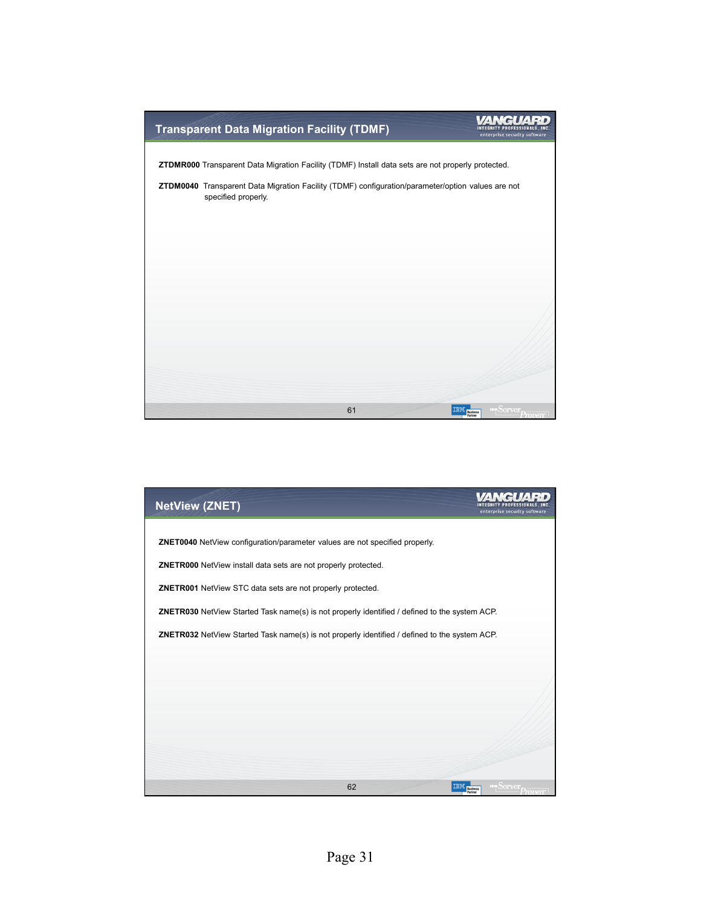## Transparent Data Migration Facility (TDMF)

**ZTDMR000** Transparent Data Migration Facility (TDMF) Install data sets are not properly protected.

**ZTDM0040** Transparent Data Migration Facility (TDMF) configuration/parameter/option values are not specified properly.

## NetView (ZNET)

**ZNET0040** NetView configuration/parameter values are not specified properly.

**ZNETR000** NetView install data sets are not properly protected.

**ZNETR001** NetView STC data sets are not properly protected.

**ZNETR030** NetView Started Task name(s) is not properly identified / defined to the system ACP.

**ZNETR032** NetView Started Task name(s) is not properly identified / defined to the system ACP.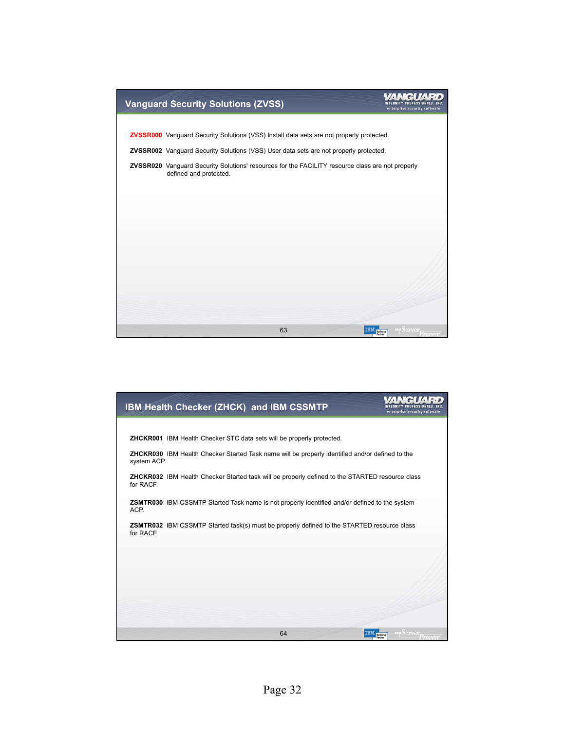## Vanguard Security Solutions (ZVSS)

**ZVSSR000** Vanguard Security Solutions (VSS) Install data sets are not properly protected.

**ZVSSR002** Vanguard Security Solutions (VSS) User data sets are not properly protected.

**ZVSSR020** Vanguard Security Solutions' resources for the FACILITY resource class are not properly defined and protected.

## IBM Health Checker (ZHCK) and IBM CSSMTP

**ZHCKR001** IBM Health Checker STC data sets will be properly protected.

**ZHCKR030** IBM Health Checker Started Task name will be properly identified and/or defined to the system ACP.

**ZHCKR032** IBM Health Checker Started task will be properly defined to the STARTED resource class for RACF.

**ZSMTR030** IBM CSSMTP Started Task name is not properly identified and/or defined to the system ACP.

**ZSMTR032** IBM CSSMTP Started task(s) must be properly defined to the STARTED resource class for RACF.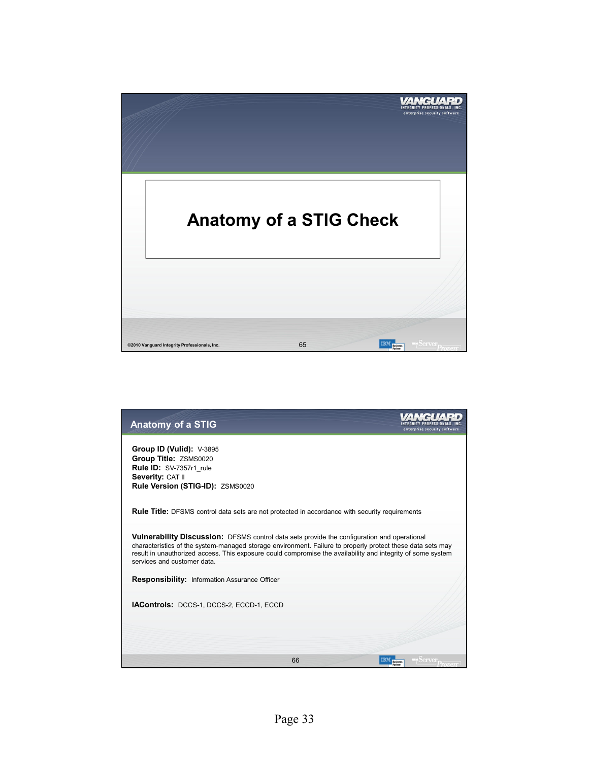# Anatomy of a STIG Check

## Anatomy of a STIG

**Group ID (Vulid):** V-3895
**Group Title:** ZSMS0020
**Rule ID:** SV-7357r1_rule
**Severity:** CAT II
**Rule Version (STIG-ID):** ZSMS0020

**Rule Title:** DFSMS control data sets are not protected in accordance with security requirements

**Vulnerability Discussion:** DFSMS control data sets provide the configuration and operational characteristics of the system-managed storage environment. Failure to properly protect these data sets may result in unauthorized access. This exposure could compromise the availability and integrity of some system services and customer data.

**Responsibility:** Information Assurance Officer

**IAControls:** DCCS-1, DCCS-2, ECCD-1, ECCD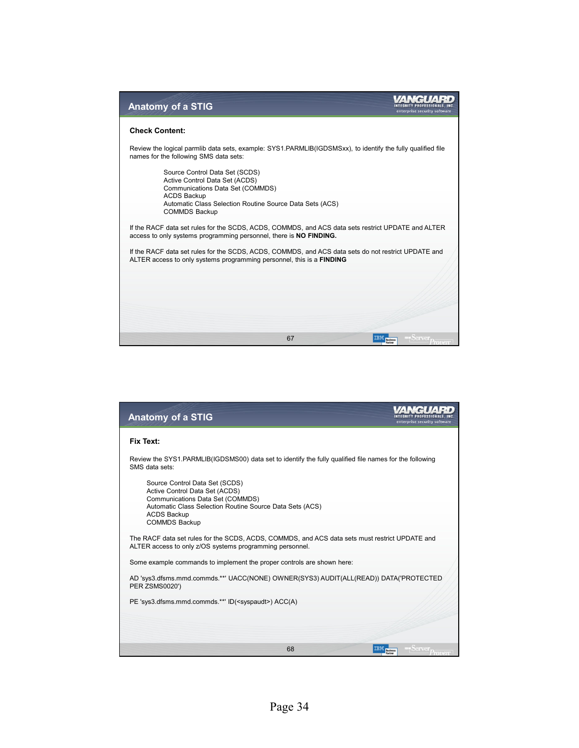## Anatomy of a STIG

**Check Content:**

Review the logical parmlib data sets, example: SYS1.PARMLIB(IGDSMSxx), to identify the fully qualified file names for the following SMS data sets:

- Source Control Data Set (SCDS)
- Active Control Data Set (ACDS)
- Communications Data Set (COMMDS)
- ACDS Backup
- Automatic Class Selection Routine Source Data Sets (ACS)
- COMMDS Backup

If the RACF data set rules for the SCDS, ACDS, COMMDS, and ACS data sets restrict UPDATE and ALTER access to only systems programming personnel, there is **NO FINDING.**

If the RACF data set rules for the SCDS, ACDS, COMMDS, and ACS data sets do not restrict UPDATE and ALTER access to only systems programming personnel, this is a **FINDING**

## Anatomy of a STIG

**Fix Text:**

Review the SYS1.PARMLIB(IGDSMS00) data set to identify the fully qualified file names for the following SMS data sets:

- Source Control Data Set (SCDS)
- Active Control Data Set (ACDS)
- Communications Data Set (COMMDS)
- Automatic Class Selection Routine Source Data Sets (ACS)
- ACDS Backup
- COMMDS Backup

The RACF data set rules for the SCDS, ACDS, COMMDS, and ACS data sets must restrict UPDATE and ALTER access to only z/OS systems programming personnel.

Some example commands to implement the proper controls are shown here:

AD 'sys3.dfsms.mmd.commds.**' UACC(NONE) OWNER(SYS3) AUDIT(ALL(READ)) DATA('PROTECTED PER ZSMS0020')

PE 'sys3.dfsms.mmd.commds.**' ID(<syspaudt>) ACC(A)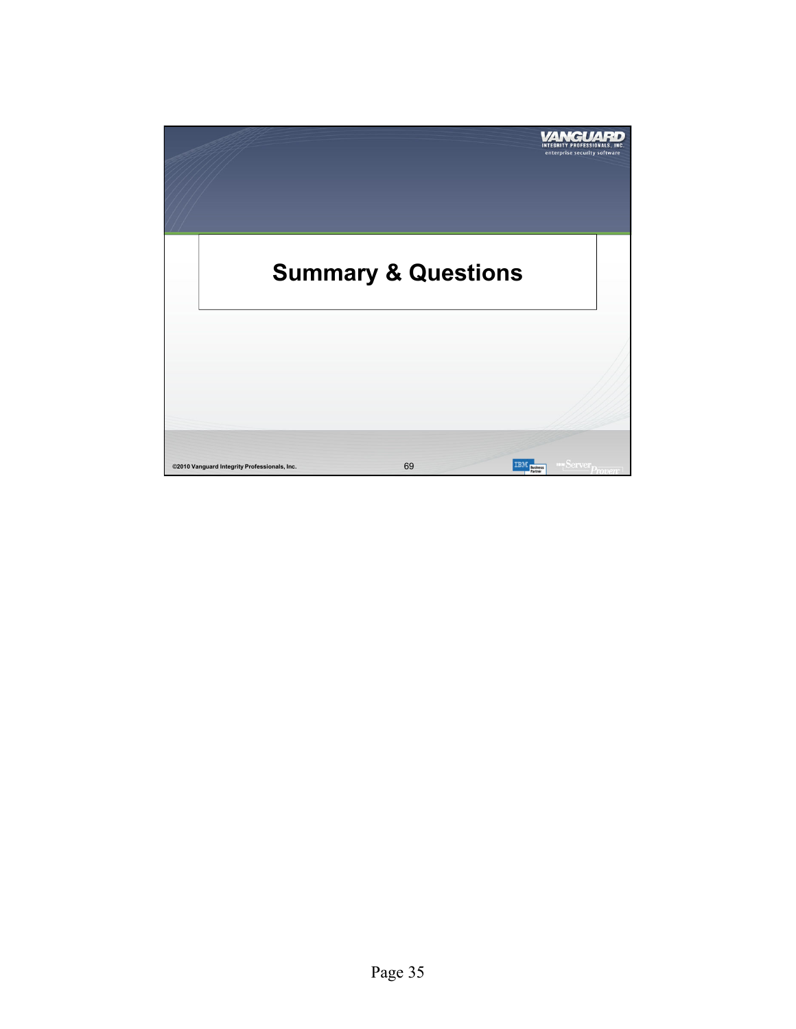# Summary & Questions

©2010 Vanguard Integrity Professionals, Inc.